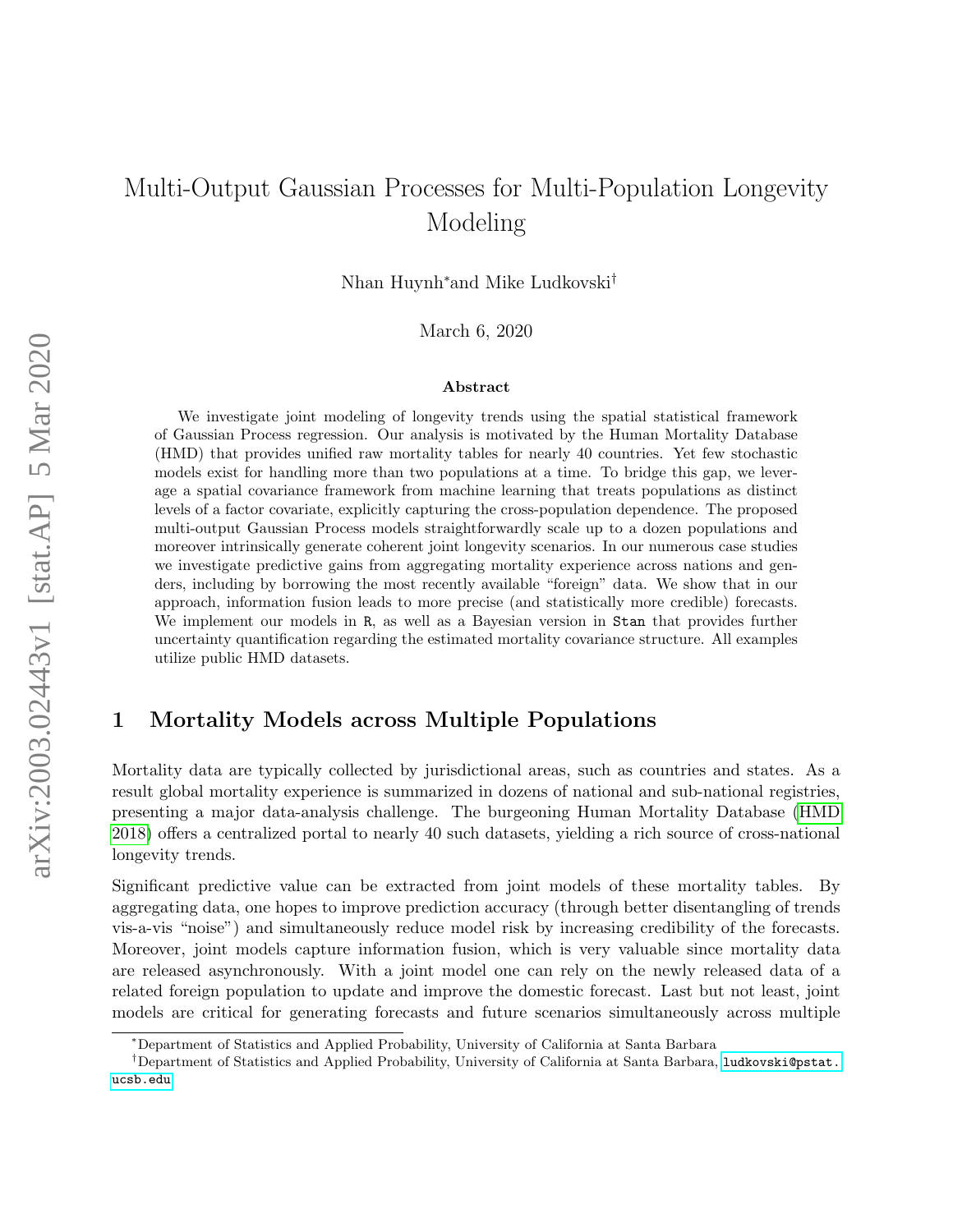# Multi-Output Gaussian Processes for Multi-Population Longevity Modeling

Nhan Huynh* and Mike Ludkovski†

March 6, 2020

### Abstract

We investigate joint modeling of longevity trends using the spatial statistical framework of Gaussian Process regression. Our analysis is motivated by the Human Mortality Database (HMD) that provides unified raw mortality tables for nearly 40 countries. Yet few stochastic models exist for handling more than two populations at a time. To bridge this gap, we leverage a spatial covariance framework from machine learning that treats populations as distinct levels of a factor covariate, explicitly capturing the cross-population dependence. The proposed multi-output Gaussian Process models straightforwardly scale up to a dozen populations and moreover intrinsically generate coherent joint longevity scenarios. In our numerous case studies we investigate predictive gains from aggregating mortality experience across nations and genders, including by borrowing the most recently available "foreign" data. We show that in our approach, information fusion leads to more precise (and statistically more credible) forecasts. We implement our models in `R`, as well as a Bayesian version in `Stan` that provides further uncertainty quantification regarding the estimated mortality covariance structure. All examples utilize public HMD datasets.

## 1 Mortality Models across Multiple Populations

Mortality data are typically collected by jurisdictional areas, such as countries and states. As a result global mortality experience is summarized in dozens of national and sub-national registries, presenting a major data-analysis challenge. The burgeoning Human Mortality Database (HMD 2018) offers a centralized portal to nearly 40 such datasets, yielding a rich source of cross-national longevity trends.

Significant predictive value can be extracted from joint models of these mortality tables. By aggregating data, one hopes to improve prediction accuracy (through better disentangling of trends vis-a-vis "noise") and simultaneously reduce model risk by increasing credibility of the forecasts. Moreover, joint models capture information fusion, which is very valuable since mortality data are released asynchronously. With a joint model one can rely on the newly released data of a related foreign population to update and improve the domestic forecast. Last but not least, joint models are critical for generating forecasts and future scenarios simultaneously across multiple

*Department of Statistics and Applied Probability, University of California at Santa Barbara

†Department of Statistics and Applied Probability, University of California at Santa Barbara, ludkovski@pstat.ucsb.edu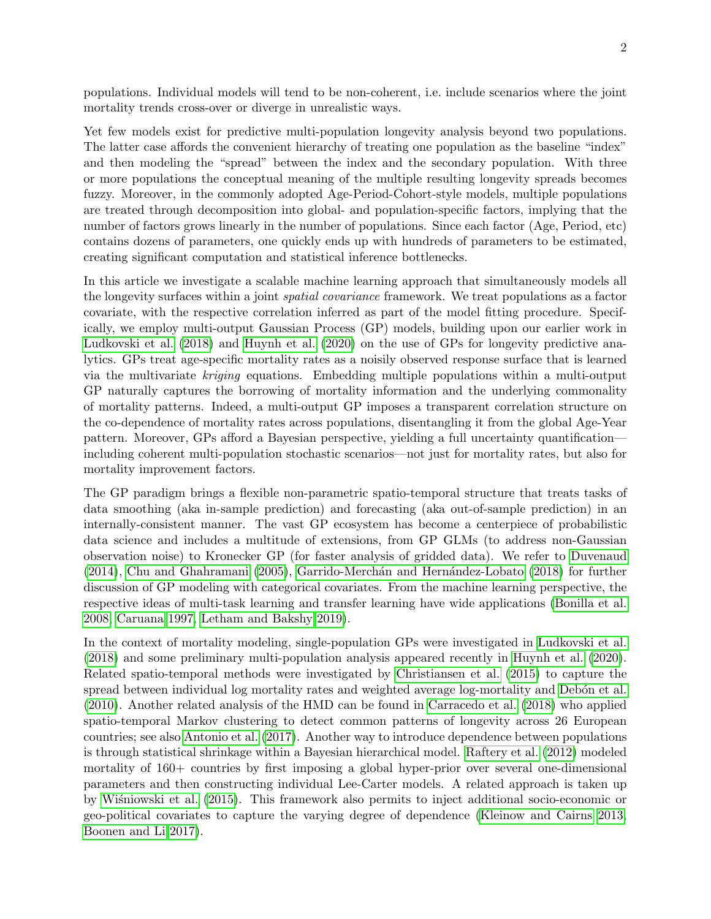populations. Individual models will tend to be non-coherent, i.e. include scenarios where the joint mortality trends cross-over or diverge in unrealistic ways.

Yet few models exist for predictive multi-population longevity analysis beyond two populations. The latter case affords the convenient hierarchy of treating one population as the baseline "index" and then modeling the "spread" between the index and the secondary population. With three or more populations the conceptual meaning of the multiple resulting longevity spreads becomes fuzzy. Moreover, in the commonly adopted Age-Period-Cohort-style models, multiple populations are treated through decomposition into global- and population-specific factors, implying that the number of factors grows linearly in the number of populations. Since each factor (Age, Period, etc) contains dozens of parameters, one quickly ends up with hundreds of parameters to be estimated, creating significant computation and statistical inference bottlenecks.

In this article we investigate a scalable machine learning approach that simultaneously models all the longevity surfaces within a joint *spatial covariance* framework. We treat populations as a factor covariate, with the respective correlation inferred as part of the model fitting procedure. Specifically, we employ multi-output Gaussian Process (GP) models, building upon our earlier work in Ludkovski et al. (2018) and Huynh et al. (2020) on the use of GPs for longevity predictive analytics. GPs treat age-specific mortality rates as a noisily observed response surface that is learned via the multivariate *kriging* equations. Embedding multiple populations within a multi-output GP naturally captures the borrowing of mortality information and the underlying commonality of mortality patterns. Indeed, a multi-output GP imposes a transparent correlation structure on the co-dependence of mortality rates across populations, disentangling it from the global Age-Year pattern. Moreover, GPs afford a Bayesian perspective, yielding a full uncertainty quantification—including coherent multi-population stochastic scenarios—not just for mortality rates, but also for mortality improvement factors.

The GP paradigm brings a flexible non-parametric spatio-temporal structure that treats tasks of data smoothing (aka in-sample prediction) and forecasting (aka out-of-sample prediction) in an internally-consistent manner. The vast GP ecosystem has become a centerpiece of probabilistic data science and includes a multitude of extensions, from GP GLMs (to address non-Gaussian observation noise) to Kronecker GP (for faster analysis of gridded data). We refer to Duvenaud (2014), Chu and Ghahramani (2005), Garrido-Merchán and Hernández-Lobato (2018) for further discussion of GP modeling with categorical covariates. From the machine learning perspective, the respective ideas of multi-task learning and transfer learning have wide applications (Bonilla et al. 2008, Caruana 1997, Letham and Bakshy 2019).

In the context of mortality modeling, single-population GPs were investigated in Ludkovski et al. (2018) and some preliminary multi-population analysis appeared recently in Huynh et al. (2020). Related spatio-temporal methods were investigated by Christiansen et al. (2015) to capture the spread between individual log mortality rates and weighted average log-mortality and Debón et al. (2010). Another related analysis of the HMD can be found in Carracedo et al. (2018) who applied spatio-temporal Markov clustering to detect common patterns of longevity across 26 European countries; see also Antonio et al. (2017). Another way to introduce dependence between populations is through statistical shrinkage within a Bayesian hierarchical model. Raftery et al. (2012) modeled mortality of 160+ countries by first imposing a global hyper-prior over several one-dimensional parameters and then constructing individual Lee-Carter models. A related approach is taken up by Wiśniowski et al. (2015). This framework also permits to inject additional socio-economic or geo-political covariates to capture the varying degree of dependence (Kleinow and Cairns 2013, Boonen and Li 2017).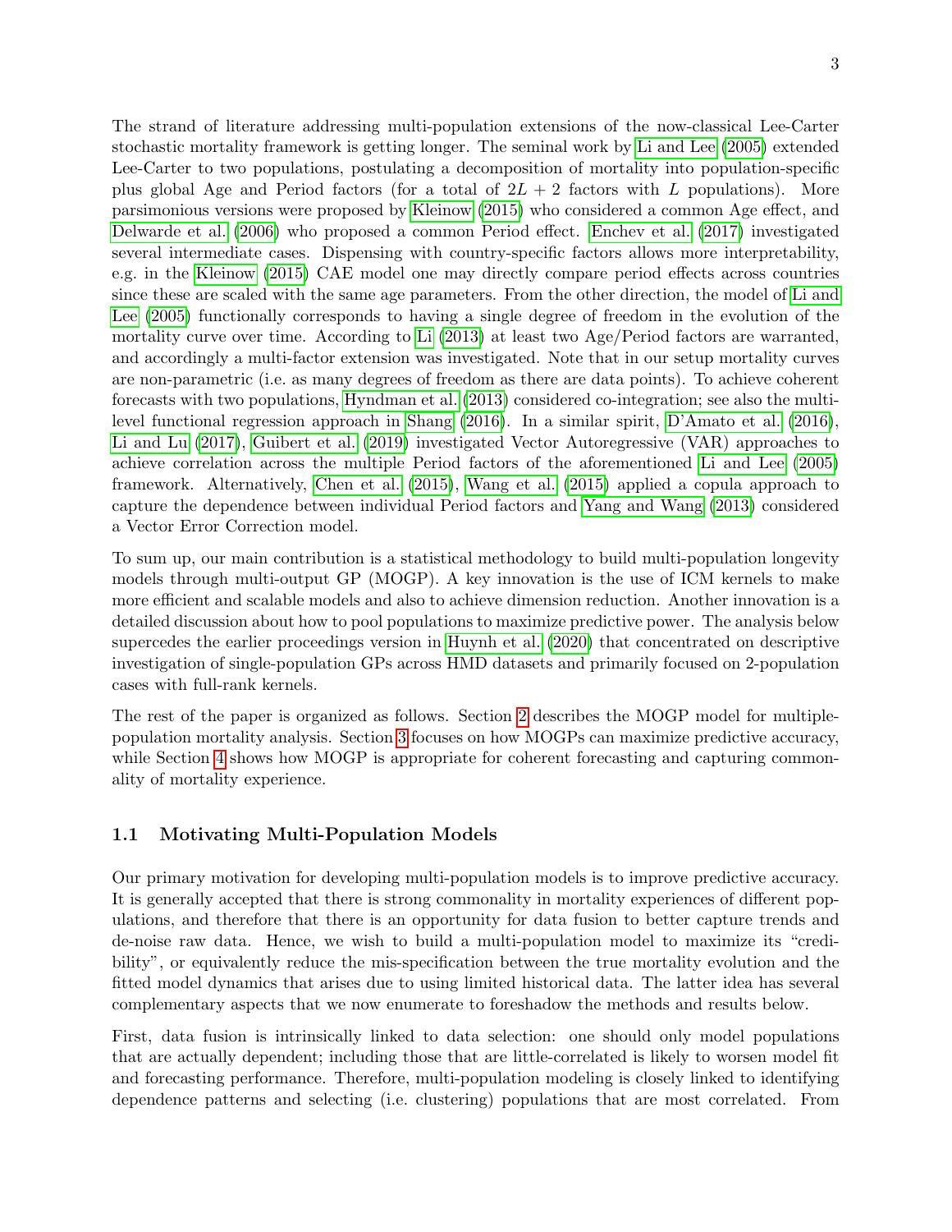The strand of literature addressing multi-population extensions of the now-classical Lee-Carter stochastic mortality framework is getting longer. The seminal work by Li and Lee (2005) extended Lee-Carter to two populations, postulating a decomposition of mortality into population-specific plus global Age and Period factors (for a total of $2L + 2$ factors with $L$ populations). More parsimonious versions were proposed by Kleinow (2015) who considered a common Age effect, and Delwarde et al. (2006) who proposed a common Period effect. Enchev et al. (2017) investigated several intermediate cases. Dispensing with country-specific factors allows more interpretability, e.g. in the Kleinow (2015) CAE model one may directly compare period effects across countries since these are scaled with the same age parameters. From the other direction, the model of Li and Lee (2005) functionally corresponds to having a single degree of freedom in the evolution of the mortality curve over time. According to Li (2013) at least two Age/Period factors are warranted, and accordingly a multi-factor extension was investigated. Note that in our setup mortality curves are non-parametric (i.e. as many degrees of freedom as there are data points). To achieve coherent forecasts with two populations, Hyndman et al. (2013) considered co-integration; see also the multi-level functional regression approach in Shang (2016). In a similar spirit, D'Amato et al. (2016), Li and Lu (2017), Guibert et al. (2019) investigated Vector Autoregressive (VAR) approaches to achieve correlation across the multiple Period factors of the aforementioned Li and Lee (2005) framework. Alternatively, Chen et al. (2015), Wang et al. (2015) applied a copula approach to capture the dependence between individual Period factors and Yang and Wang (2013) considered a Vector Error Correction model.

To sum up, our main contribution is a statistical methodology to build multi-population longevity models through multi-output GP (MOGP). A key innovation is the use of ICM kernels to make more efficient and scalable models and also to achieve dimension reduction. Another innovation is a detailed discussion about how to pool populations to maximize predictive power. The analysis below supercedes the earlier proceedings version in Huynh et al. (2020) that concentrated on descriptive investigation of single-population GPs across HMD datasets and primarily focused on 2-population cases with full-rank kernels.

The rest of the paper is organized as follows. Section 2 describes the MOGP model for multiple-population mortality analysis. Section 3 focuses on how MOGPs can maximize predictive accuracy, while Section 4 shows how MOGP is appropriate for coherent forecasting and capturing commonality of mortality experience.

### 1.1 Motivating Multi-Population Models

Our primary motivation for developing multi-population models is to improve predictive accuracy. It is generally accepted that there is strong commonality in mortality experiences of different populations, and therefore that there is an opportunity for data fusion to better capture trends and de-noise raw data. Hence, we wish to build a multi-population model to maximize its "credibility", or equivalently reduce the mis-specification between the true mortality evolution and the fitted model dynamics that arises due to using limited historical data. The latter idea has several complementary aspects that we now enumerate to foreshadow the methods and results below.

First, data fusion is intrinsically linked to data selection: one should only model populations that are actually dependent; including those that are little-correlated is likely to worsen model fit and forecasting performance. Therefore, multi-population modeling is closely linked to identifying dependence patterns and selecting (i.e. clustering) populations that are most correlated. From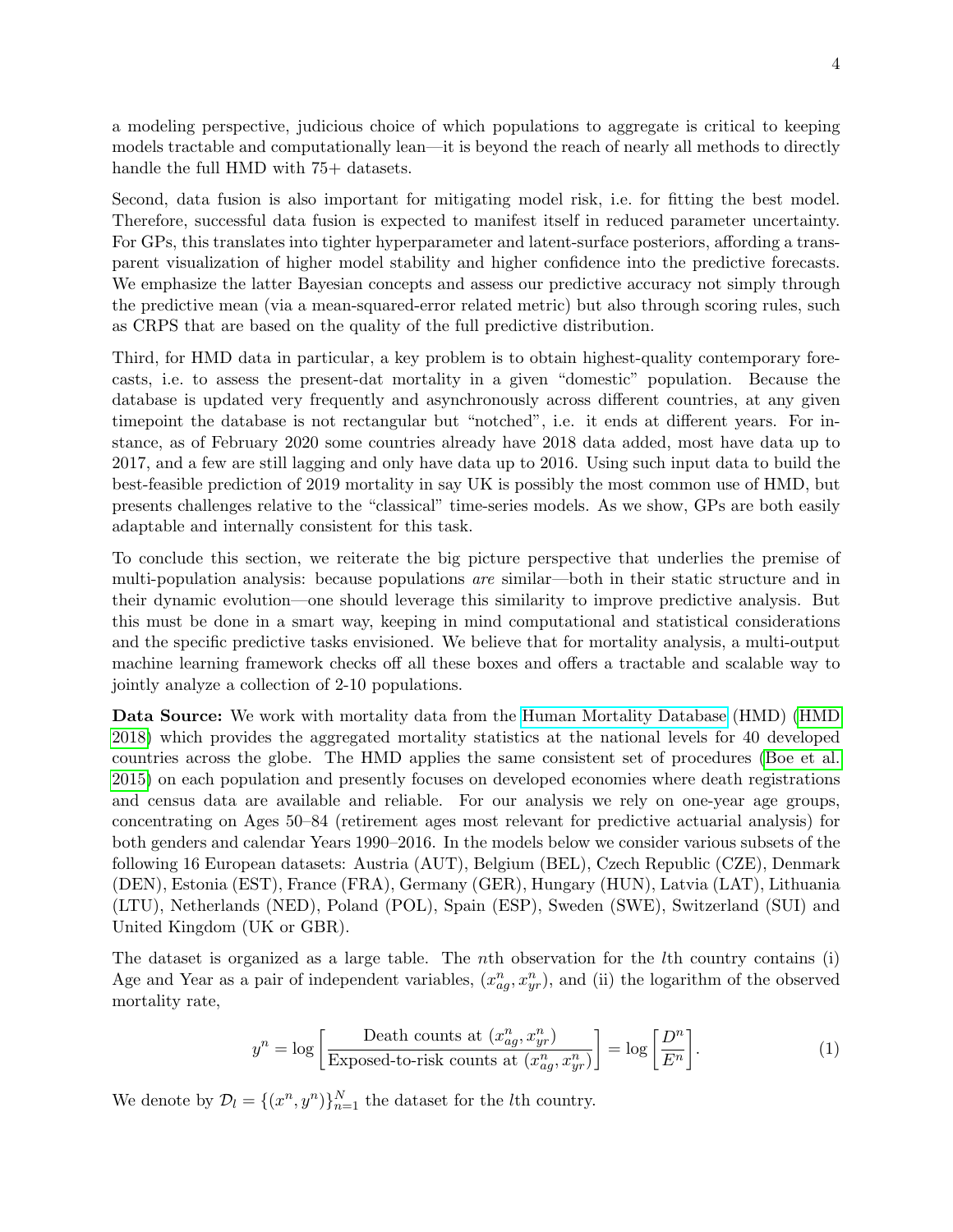a modeling perspective, judicious choice of which populations to aggregate is critical to keeping models tractable and computationally lean—it is beyond the reach of nearly all methods to directly handle the full HMD with 75+ datasets.

Second, data fusion is also important for mitigating model risk, i.e. for fitting the best model. Therefore, successful data fusion is expected to manifest itself in reduced parameter uncertainty. For GPs, this translates into tighter hyperparameter and latent-surface posteriors, affording a transparent visualization of higher model stability and higher confidence into the predictive forecasts. We emphasize the latter Bayesian concepts and assess our predictive accuracy not simply through the predictive mean (via a mean-squared-error related metric) but also through scoring rules, such as CRPS that are based on the quality of the full predictive distribution.

Third, for HMD data in particular, a key problem is to obtain highest-quality contemporary forecasts, i.e. to assess the present-dat mortality in a given "domestic" population. Because the database is updated very frequently and asynchronously across different countries, at any given timepoint the database is not rectangular but "notched", i.e. it ends at different years. For instance, as of February 2020 some countries already have 2018 data added, most have data up to 2017, and a few are still lagging and only have data up to 2016. Using such input data to build the best-feasible prediction of 2019 mortality in say UK is possibly the most common use of HMD, but presents challenges relative to the "classical" time-series models. As we show, GPs are both easily adaptable and internally consistent for this task.

To conclude this section, we reiterate the big picture perspective that underlies the premise of multi-population analysis: because populations *are* similar—both in their static structure and in their dynamic evolution—one should leverage this similarity to improve predictive analysis. But this must be done in a smart way, keeping in mind computational and statistical considerations and the specific predictive tasks envisioned. We believe that for mortality analysis, a multi-output machine learning framework checks off all these boxes and offers a tractable and scalable way to jointly analyze a collection of 2-10 populations.

**Data Source:** We work with mortality data from the Human Mortality Database (HMD) (HMD 2018) which provides the aggregated mortality statistics at the national levels for 40 developed countries across the globe. The HMD applies the same consistent set of procedures (Boe et al. 2015) on each population and presently focuses on developed economies where death registrations and census data are available and reliable. For our analysis we rely on one-year age groups, concentrating on Ages 50–84 (retirement ages most relevant for predictive actuarial analysis) for both genders and calendar Years 1990–2016. In the models below we consider various subsets of the following 16 European datasets: Austria (AUT), Belgium (BEL), Czech Republic (CZE), Denmark (DEN), Estonia (EST), France (FRA), Germany (GER), Hungary (HUN), Latvia (LAT), Lithuania (LTU), Netherlands (NED), Poland (POL), Spain (ESP), Sweden (SWE), Switzerland (SUI) and United Kingdom (UK or GBR).

The dataset is organized as a large table. The $n$th observation for the $l$th country contains (i) Age and Year as a pair of independent variables, $(x^n_{ag}, x^n_{yr})$, and (ii) the logarithm of the observed mortality rate,

$$y^n = \log\left[\frac{\text{Death counts at } (x^n_{ag}, x^n_{yr})}{\text{Exposed-to-risk counts at } (x^n_{ag}, x^n_{yr})}\right] = \log\left[\frac{D^n}{E^n}\right]. \tag{1}$$

We denote by $\mathcal{D}_l = \{(x^n, y^n)\}_{n=1}^N$ the dataset for the $l$th country.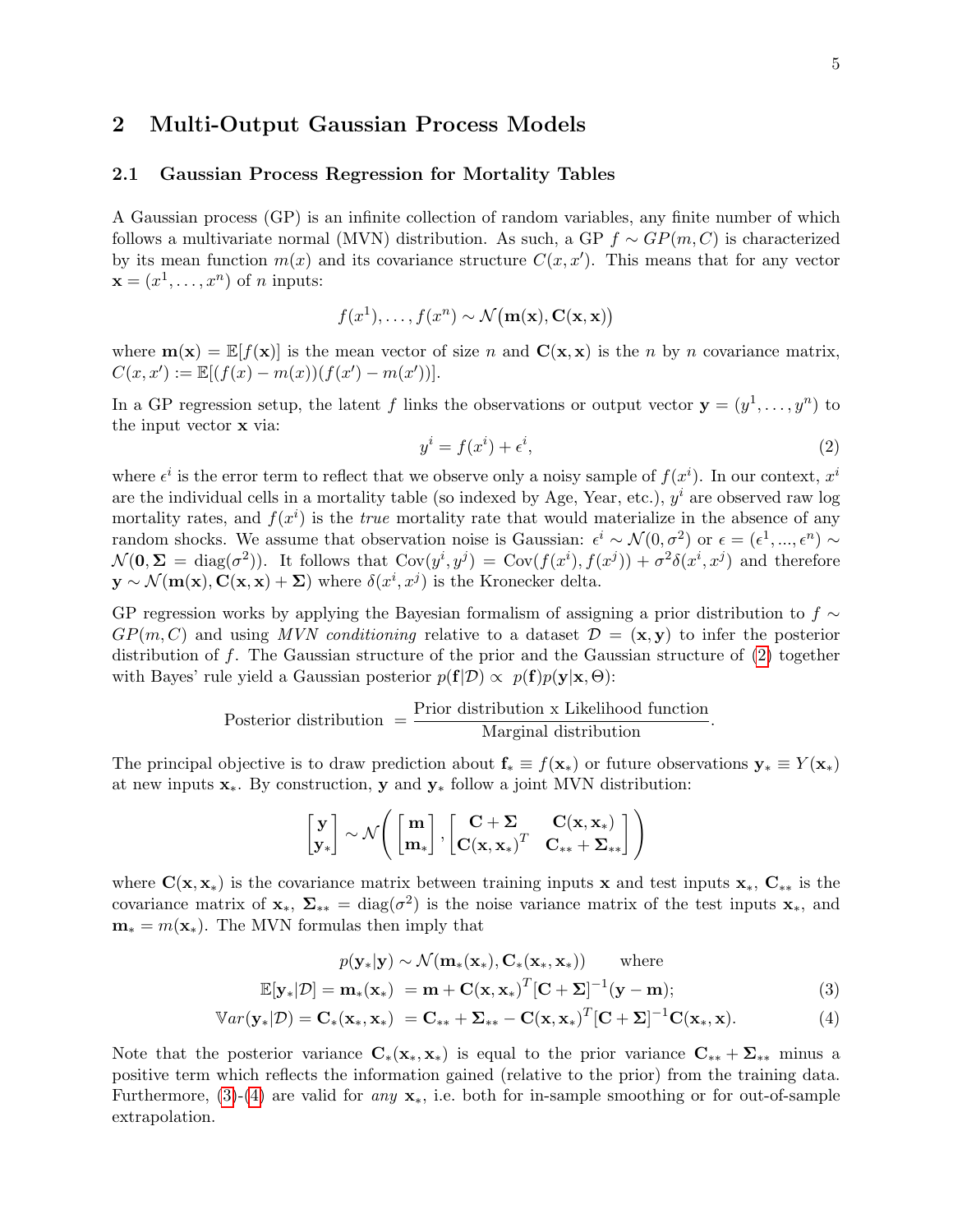## 2 Multi-Output Gaussian Process Models

### 2.1 Gaussian Process Regression for Mortality Tables

A Gaussian process (GP) is an infinite collection of random variables, any finite number of which follows a multivariate normal (MVN) distribution. As such, a GP $f \sim GP(m, C)$ is characterized by its mean function $m(x)$ and its covariance structure $C(x, x')$. This means that for any vector $\mathbf{x} = (x^1, \ldots, x^n)$ of $n$ inputs:

$$f(x^1), \ldots, f(x^n) \sim \mathcal{N}\big(\mathbf{m}(\mathbf{x}), \mathbf{C}(\mathbf{x}, \mathbf{x})\big)$$

where $\mathbf{m}(\mathbf{x}) = \mathbb{E}[f(\mathbf{x})]$ is the mean vector of size $n$ and $\mathbf{C}(\mathbf{x}, \mathbf{x})$ is the $n$ by $n$ covariance matrix, $C(x, x') := \mathbb{E}[(f(x) - m(x))(f(x') - m(x'))]$.

In a GP regression setup, the latent $f$ links the observations or output vector $\mathbf{y} = (y^1, \ldots, y^n)$ to the input vector $\mathbf{x}$ via:

$$y^i = f(x^i) + \epsilon^i, \tag{2}$$

where $\epsilon^i$ is the error term to reflect that we observe only a noisy sample of $f(x^i)$. In our context, $x^i$ are the individual cells in a mortality table (so indexed by Age, Year, etc.), $y^i$ are observed raw log mortality rates, and $f(x^i)$ is the *true* mortality rate that would materialize in the absence of any random shocks. We assume that observation noise is Gaussian: $\epsilon^i \sim \mathcal{N}(0, \sigma^2)$ or $\epsilon = (\epsilon^1, ..., \epsilon^n) \sim \mathcal{N}(\mathbf{0}, \mathbf{\Sigma} = \text{diag}(\sigma^2))$. It follows that $\text{Cov}(y^i, y^j) = \text{Cov}(f(x^i), f(x^j)) + \sigma^2 \delta(x^i, x^j)$ and therefore $\mathbf{y} \sim \mathcal{N}(\mathbf{m}(\mathbf{x}), \mathbf{C}(\mathbf{x}, \mathbf{x}) + \mathbf{\Sigma})$ where $\delta(x^i, x^j)$ is the Kronecker delta.

GP regression works by applying the Bayesian formalism of assigning a prior distribution to $f \sim GP(m, C)$ and using *MVN conditioning* relative to a dataset $\mathcal{D} = (\mathbf{x}, \mathbf{y})$ to infer the posterior distribution of $f$. The Gaussian structure of the prior and the Gaussian structure of (2) together with Bayes' rule yield a Gaussian posterior $p(\mathbf{f}|\mathcal{D}) \propto p(\mathbf{f})p(\mathbf{y}|\mathbf{x}, \Theta)$:

$$\text{Posterior distribution } = \frac{\text{Prior distribution x Likelihood function}}{\text{Marginal distribution}}.$$

The principal objective is to draw prediction about $\mathbf{f}_* \equiv f(\mathbf{x}_*)$ or future observations $\mathbf{y}_* \equiv Y(\mathbf{x}_*)$ at new inputs $\mathbf{x}_*$. By construction, $\mathbf{y}$ and $\mathbf{y}_*$ follow a joint MVN distribution:

$$\begin{bmatrix} \mathbf{y} \\ \mathbf{y}_* \end{bmatrix} \sim \mathcal{N}\left( \begin{bmatrix} \mathbf{m} \\ \mathbf{m}_* \end{bmatrix}, \begin{bmatrix} \mathbf{C} + \mathbf{\Sigma} & \mathbf{C}(\mathbf{x}, \mathbf{x}_*) \\ \mathbf{C}(\mathbf{x}, \mathbf{x}_*)^T & \mathbf{C}_{**} + \mathbf{\Sigma}_{**} \end{bmatrix} \right)$$

where $\mathbf{C}(\mathbf{x}, \mathbf{x}_*)$ is the covariance matrix between training inputs $\mathbf{x}$ and test inputs $\mathbf{x}_*$, $\mathbf{C}_{**}$ is the covariance matrix of $\mathbf{x}_*$, $\mathbf{\Sigma}_{**} = \text{diag}(\sigma^2)$ is the noise variance matrix of the test inputs $\mathbf{x}_*$, and $\mathbf{m}_* = m(\mathbf{x}_*)$. The MVN formulas then imply that

$$p(\mathbf{y}_*|\mathbf{y}) \sim \mathcal{N}(\mathbf{m}_*(\mathbf{x}_*), \mathbf{C}_*(\mathbf{x}_*, \mathbf{x}_*)) \qquad \text{where}$$

$$\mathbb{E}[\mathbf{y}_*|\mathcal{D}] = \mathbf{m}_*(\mathbf{x}_*) = \mathbf{m} + \mathbf{C}(\mathbf{x}, \mathbf{x}_*)^T [\mathbf{C} + \mathbf{\Sigma}]^{-1} (\mathbf{y} - \mathbf{m}); \tag{3}$$

$$\mathbb{V}ar(\mathbf{y}_*|\mathcal{D}) = \mathbf{C}_*(\mathbf{x}_*, \mathbf{x}_*) = \mathbf{C}_{**} + \mathbf{\Sigma}_{**} - \mathbf{C}(\mathbf{x}, \mathbf{x}_*)^T [\mathbf{C} + \mathbf{\Sigma}]^{-1} \mathbf{C}(\mathbf{x}_*, \mathbf{x}). \tag{4}$$

Note that the posterior variance $\mathbf{C}_*(\mathbf{x}_*, \mathbf{x}_*)$ is equal to the prior variance $\mathbf{C}_{**} + \mathbf{\Sigma}_{**}$ minus a positive term which reflects the information gained (relative to the prior) from the training data. Furthermore, (3)-(4) are valid for *any* $\mathbf{x}_*$, i.e. both for in-sample smoothing or for out-of-sample extrapolation.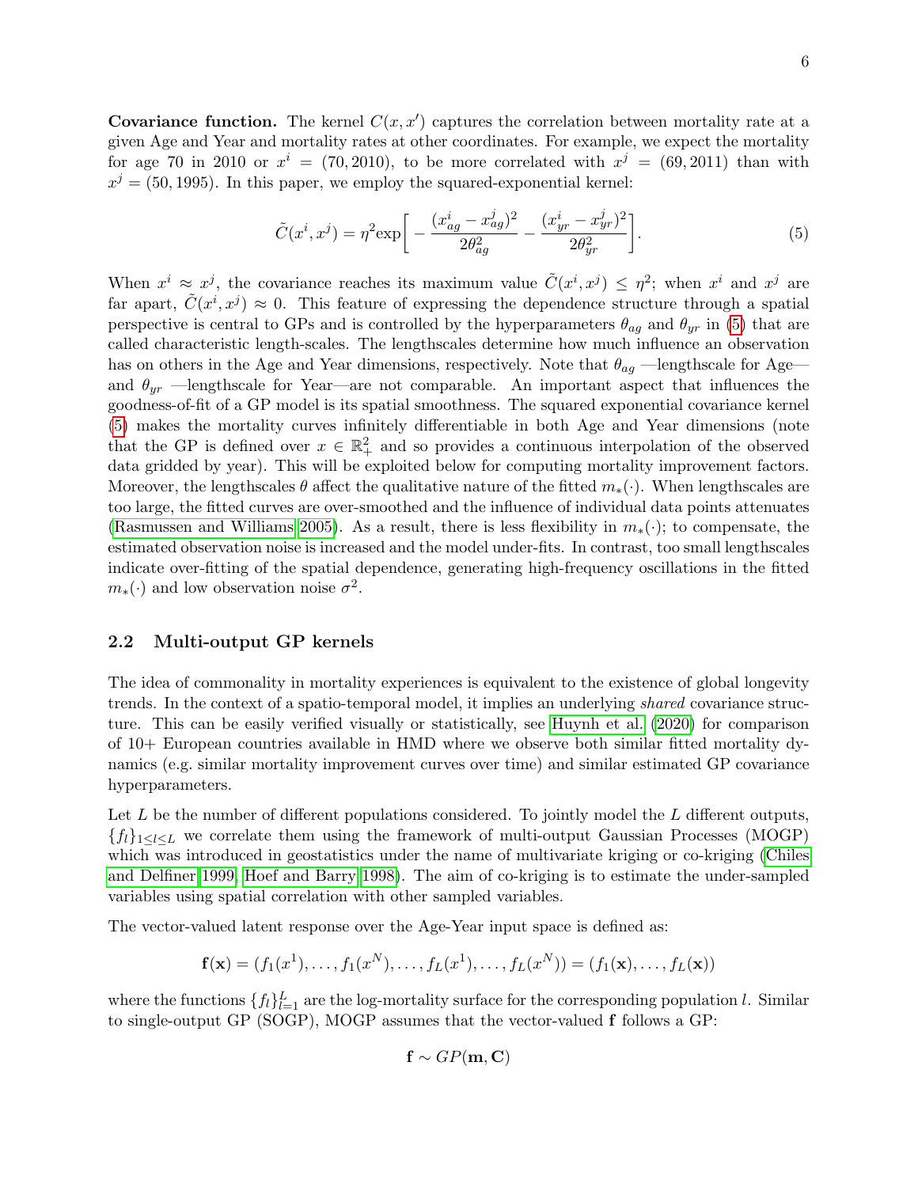**Covariance function.** The kernel $C(x, x')$ captures the correlation between mortality rate at a given Age and Year and mortality rates at other coordinates. For example, we expect the mortality for age 70 in 2010 or $x^i = (70, 2010)$, to be more correlated with $x^j = (69, 2011)$ than with $x^j = (50, 1995)$. In this paper, we employ the squared-exponential kernel:

$$\tilde{C}(x^i, x^j) = \eta^2 \exp\left[ -\frac{(x^i_{ag} - x^j_{ag})^2}{2\theta^2_{ag}} - \frac{(x^i_{yr} - x^j_{yr})^2}{2\theta^2_{yr}} \right]. \tag{5}$$

When $x^i \approx x^j$, the covariance reaches its maximum value $\tilde{C}(x^i, x^j) \leq \eta^2$; when $x^i$ and $x^j$ are far apart, $\tilde{C}(x^i, x^j) \approx 0$. This feature of expressing the dependence structure through a spatial perspective is central to GPs and is controlled by the hyperparameters $\theta_{ag}$ and $\theta_{yr}$ in (5) that are called characteristic length-scales. The lengthscales determine how much influence an observation has on others in the Age and Year dimensions, respectively. Note that $\theta_{ag}$ —lengthscale for Age— and $\theta_{yr}$ —lengthscale for Year—are not comparable. An important aspect that influences the goodness-of-fit of a GP model is its spatial smoothness. The squared exponential covariance kernel (5) makes the mortality curves infinitely differentiable in both Age and Year dimensions (note that the GP is defined over $x \in \mathbb{R}^2_+$ and so provides a continuous interpolation of the observed data gridded by year). This will be exploited below for computing mortality improvement factors. Moreover, the lengthscales $\theta$ affect the qualitative nature of the fitted $m_*(\cdot)$. When lengthscales are too large, the fitted curves are over-smoothed and the influence of individual data points attenuates (Rasmussen and Williams 2005). As a result, there is less flexibility in $m_*(\cdot)$; to compensate, the estimated observation noise is increased and the model under-fits. In contrast, too small lengthscales indicate over-fitting of the spatial dependence, generating high-frequency oscillations in the fitted $m_*(\cdot)$ and low observation noise $\sigma^2$.

## 2.2 Multi-output GP kernels

The idea of commonality in mortality experiences is equivalent to the existence of global longevity trends. In the context of a spatio-temporal model, it implies an underlying *shared* covariance structure. This can be easily verified visually or statistically, see Huynh et al. (2020) for comparison of 10+ European countries available in HMD where we observe both similar fitted mortality dynamics (e.g. similar mortality improvement curves over time) and similar estimated GP covariance hyperparameters.

Let $L$ be the number of different populations considered. To jointly model the $L$ different outputs, $\{f_l\}_{1 \leq l \leq L}$ we correlate them using the framework of multi-output Gaussian Processes (MOGP) which was introduced in geostatistics under the name of multivariate kriging or co-kriging (Chiles and Delfiner 1999, Hoef and Barry 1998). The aim of co-kriging is to estimate the under-sampled variables using spatial correlation with other sampled variables.

The vector-valued latent response over the Age-Year input space is defined as:

$$\mathbf{f}(\mathbf{x}) = (f_1(x^1), \ldots, f_1(x^N), \ldots, f_L(x^1), \ldots, f_L(x^N)) = (f_1(\mathbf{x}), \ldots, f_L(\mathbf{x}))$$

where the functions $\{f_l\}_{l=1}^L$ are the log-mortality surface for the corresponding population $l$. Similar to single-output GP (SOGP), MOGP assumes that the vector-valued $\mathbf{f}$ follows a GP:

$$\mathbf{f} \sim GP(\mathbf{m}, \mathbf{C})$$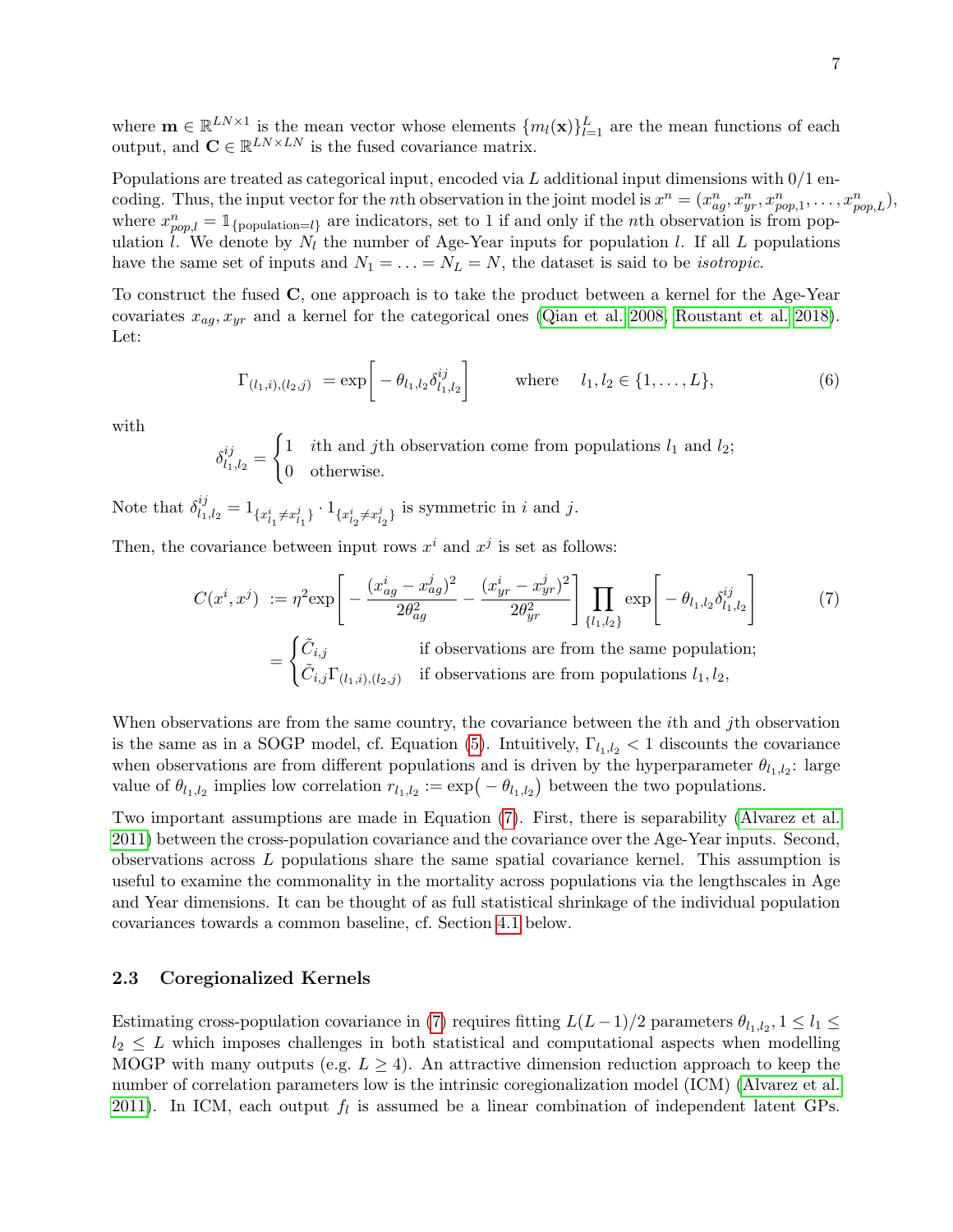where $\mathbf{m} \in \mathbb{R}^{LN \times 1}$ is the mean vector whose elements $\{m_l(\mathbf{x})\}_{l=1}^{L}$ are the mean functions of each output, and $\mathbf{C} \in \mathbb{R}^{LN \times LN}$ is the fused covariance matrix.

Populations are treated as categorical input, encoded via $L$ additional input dimensions with 0/1 encoding. Thus, the input vector for the $n$th observation in the joint model is $x^n = (x^n_{ag}, x^n_{yr}, x^n_{pop,1}, \ldots, x^n_{pop,L})$, where $x^n_{pop,l} = \mathbb{1}_{\{\text{population}=l\}}$ are indicators, set to 1 if and only if the $n$th observation is from population $l$. We denote by $N_l$ the number of Age-Year inputs for population $l$. If all $L$ populations have the same set of inputs and $N_1 = \ldots = N_L = N$, the dataset is said to be *isotropic*.

To construct the fused $\mathbf{C}$, one approach is to take the product between a kernel for the Age-Year covariates $x_{ag}, x_{yr}$ and a kernel for the categorical ones (Qian et al. 2008, Roustant et al. 2018). Let:

$$\Gamma_{(l_1,i),(l_2,j)} = \exp\left[ -\theta_{l_1,l_2} \delta^{ij}_{l_1,l_2} \right] \qquad \text{where} \quad l_1, l_2 \in \{1, \ldots, L\}, \tag{6}$$

with

$$\delta^{ij}_{l_1,l_2} = \begin{cases} 1 & i\text{th and } j\text{th observation come from populations } l_1 \text{ and } l_2; \\ 0 & \text{otherwise.} \end{cases}$$

Note that $\delta^{ij}_{l_1,l_2} = 1_{\{x^i_{l_1} \neq x^j_{l_1}\}} \cdot 1_{\{x^i_{l_2} \neq x^j_{l_2}\}}$ is symmetric in $i$ and $j$.

Then, the covariance between input rows $x^i$ and $x^j$ is set as follows:

$$\begin{aligned} C(x^i, x^j) &:= \eta^2 \exp\left[ -\frac{(x^i_{ag} - x^j_{ag})^2}{2\theta^2_{ag}} - \frac{(x^i_{yr} - x^j_{yr})^2}{2\theta^2_{yr}} \right] \prod_{\{l_1,l_2\}} \exp\left[ -\theta_{l_1,l_2} \delta^{ij}_{l_1,l_2} \right] \\ &= \begin{cases} \tilde{C}_{i,j} & \text{if observations are from the same population;} \\ \tilde{C}_{i,j} \Gamma_{(l_1,i),(l_2,j)} & \text{if observations are from populations } l_1, l_2, \end{cases} \end{aligned} \tag{7}$$

When observations are from the same country, the covariance between the $i$th and $j$th observation is the same as in a SOGP model, cf. Equation (5). Intuitively, $\Gamma_{l_1,l_2} < 1$ discounts the covariance when observations are from different populations and is driven by the hyperparameter $\theta_{l_1,l_2}$: large value of $\theta_{l_1,l_2}$ implies low correlation $r_{l_1,l_2} := \exp\big(-\theta_{l_1,l_2}\big)$ between the two populations.

Two important assumptions are made in Equation (7). First, there is separability (Alvarez et al. 2011) between the cross-population covariance and the covariance over the Age-Year inputs. Second, observations across $L$ populations share the same spatial covariance kernel. This assumption is useful to examine the commonality in the mortality across populations via the lengthscales in Age and Year dimensions. It can be thought of as full statistical shrinkage of the individual population covariances towards a common baseline, cf. Section 4.1 below.

### 2.3 Coregionalized Kernels

Estimating cross-population covariance in (7) requires fitting $L(L-1)/2$ parameters $\theta_{l_1,l_2}, 1 \leq l_1 \leq l_2 \leq L$ which imposes challenges in both statistical and computational aspects when modelling MOGP with many outputs (e.g. $L \geq 4$). An attractive dimension reduction approach to keep the number of correlation parameters low is the intrinsic coregionalization model (ICM) (Alvarez et al. 2011). In ICM, each output $f_l$ is assumed be a linear combination of independent latent GPs.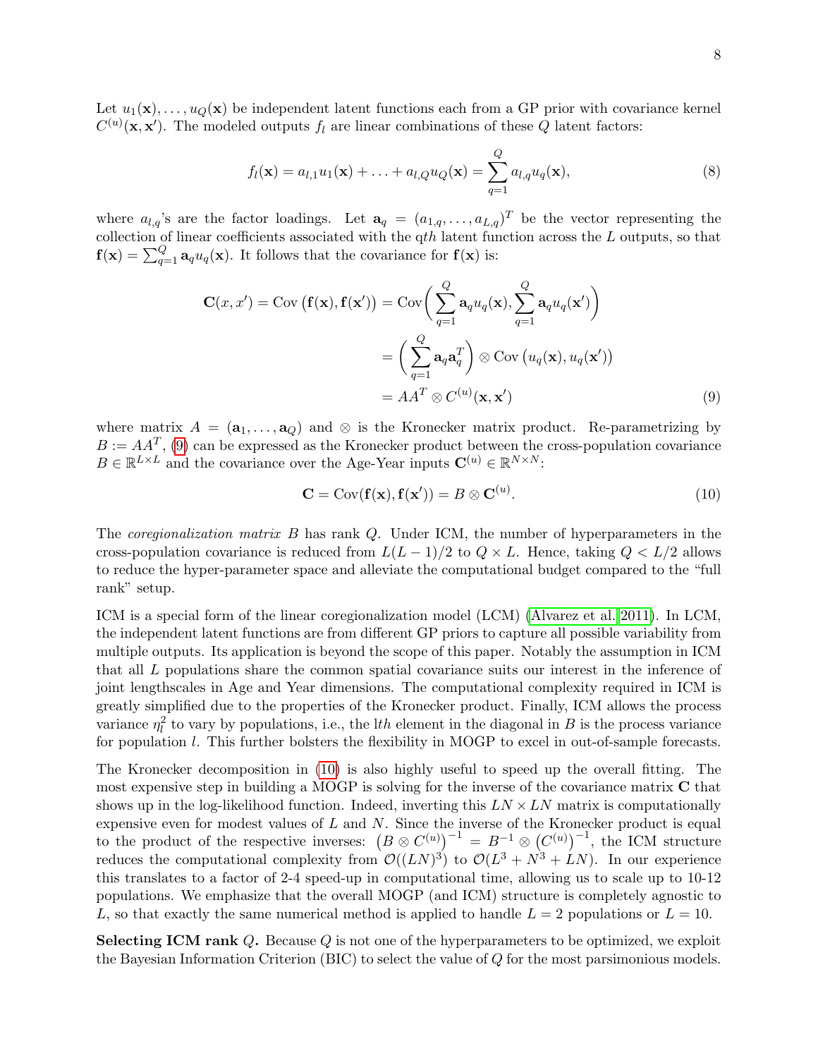Let $u_1(\mathbf{x}), \ldots, u_Q(\mathbf{x})$ be independent latent functions each from a GP prior with covariance kernel $C^{(u)}(\mathbf{x}, \mathbf{x}')$. The modeled outputs $f_l$ are linear combinations of these $Q$ latent factors:

$$f_l(\mathbf{x}) = a_{l,1} u_1(\mathbf{x}) + \ldots + a_{l,Q} u_Q(\mathbf{x}) = \sum_{q=1}^{Q} a_{l,q} u_q(\mathbf{x}), \tag{8}$$

where $a_{l,q}$'s are the factor loadings. Let $\mathbf{a}_q = (a_{1,q}, \ldots, a_{L,q})^T$ be the vector representing the collection of linear coefficients associated with the $q$th latent function across the $L$ outputs, so that $\mathbf{f}(\mathbf{x}) = \sum_{q=1}^{Q} \mathbf{a}_q u_q(\mathbf{x})$. It follows that the covariance for $\mathbf{f}(\mathbf{x})$ is:

$$\begin{aligned}
\mathbf{C}(x, x') = \mathrm{Cov}\left(\mathbf{f}(\mathbf{x}), \mathbf{f}(\mathbf{x}')\right) &= \mathrm{Cov}\Big( \sum_{q=1}^{Q} \mathbf{a}_q u_q(\mathbf{x}), \sum_{q=1}^{Q} \mathbf{a}_q u_q(\mathbf{x}') \Big) \\
&= \Big( \sum_{q=1}^{Q} \mathbf{a}_q \mathbf{a}_q^T \Big) \otimes \mathrm{Cov}\left(u_q(\mathbf{x}), u_q(\mathbf{x}')\right) \\
&= AA^T \otimes C^{(u)}(\mathbf{x}, \mathbf{x}')
\end{aligned} \tag{9}$$

where matrix $A = (\mathbf{a}_1, \ldots, \mathbf{a}_Q)$ and $\otimes$ is the Kronecker matrix product. Re-parametrizing by $B := AA^T$, (9) can be expressed as the Kronecker product between the cross-population covariance $B \in \mathbb{R}^{L \times L}$ and the covariance over the Age-Year inputs $\mathbf{C}^{(u)} \in \mathbb{R}^{N \times N}$:

$$\mathbf{C} = \mathrm{Cov}(\mathbf{f}(\mathbf{x}), \mathbf{f}(\mathbf{x}')) = B \otimes \mathbf{C}^{(u)}. \tag{10}$$

The *coregionalization matrix* $B$ has rank $Q$. Under ICM, the number of hyperparameters in the cross-population covariance is reduced from $L(L-1)/2$ to $Q \times L$. Hence, taking $Q < L/2$ allows to reduce the hyper-parameter space and alleviate the computational budget compared to the "full rank" setup.

ICM is a special form of the linear coregionalization model (LCM) (Alvarez et al. 2011). In LCM, the independent latent functions are from different GP priors to capture all possible variability from multiple outputs. Its application is beyond the scope of this paper. Notably the assumption in ICM that all $L$ populations share the common spatial covariance suits our interest in the inference of joint lengthscales in Age and Year dimensions. The computational complexity required in ICM is greatly simplified due to the properties of the Kronecker product. Finally, ICM allows the process variance $\eta_l^2$ to vary by populations, i.e., the $l$th element in the diagonal in $B$ is the process variance for population $l$. This further bolsters the flexibility in MOGP to excel in out-of-sample forecasts.

The Kronecker decomposition in (10) is also highly useful to speed up the overall fitting. The most expensive step in building a MOGP is solving for the inverse of the covariance matrix $\mathbf{C}$ that shows up in the log-likelihood function. Indeed, inverting this $LN \times LN$ matrix is computationally expensive even for modest values of $L$ and $N$. Since the inverse of the Kronecker product is equal to the product of the respective inverses: $\left(B \otimes C^{(u)}\right)^{-1} = B^{-1} \otimes \left(C^{(u)}\right)^{-1}$, the ICM structure reduces the computational complexity from $\mathcal{O}((LN)^3)$ to $\mathcal{O}(L^3 + N^3 + LN)$. In our experience this translates to a factor of 2-4 speed-up in computational time, allowing us to scale up to 10-12 populations. We emphasize that the overall MOGP (and ICM) structure is completely agnostic to $L$, so that exactly the same numerical method is applied to handle $L = 2$ populations or $L = 10$.

**Selecting ICM rank $Q$.** Because $Q$ is not one of the hyperparameters to be optimized, we exploit the Bayesian Information Criterion (BIC) to select the value of $Q$ for the most parsimonious models.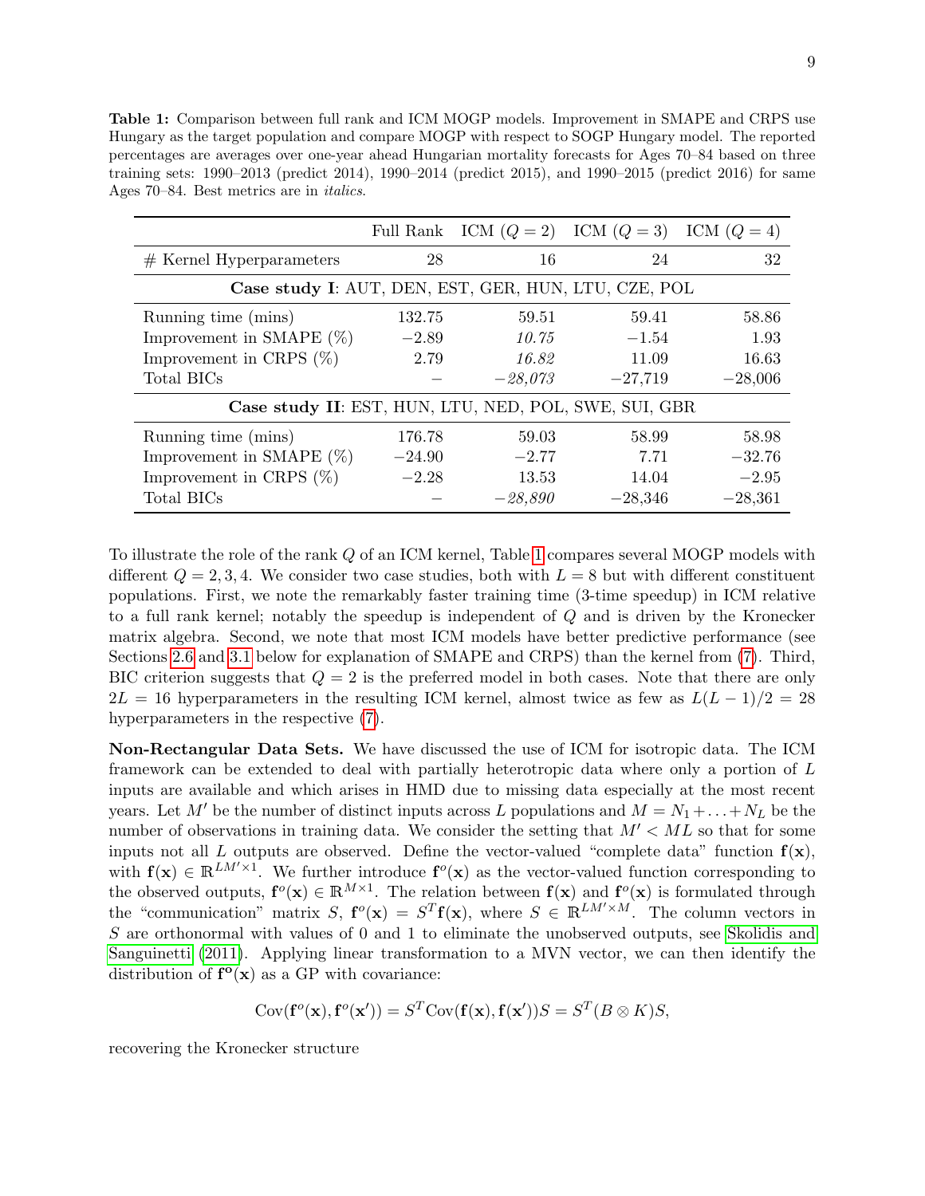**Table 1:** Comparison between full rank and ICM MOGP models. Improvement in SMAPE and CRPS use Hungary as the target population and compare MOGP with respect to SOGP Hungary model. The reported percentages are averages over one-year ahead Hungarian mortality forecasts for Ages 70–84 based on three training sets: 1990–2013 (predict 2014), 1990–2014 (predict 2015), and 1990–2015 (predict 2016) for same Ages 70–84. Best metrics are in *italics*.

| | Full Rank | ICM ($Q = 2$) | ICM ($Q = 3$) | ICM ($Q = 4$) |
|---|---|---|---|---|
| # Kernel Hyperparameters | 28 | 16 | 24 | 32 |
| **Case study I**: AUT, DEN, EST, GER, HUN, LTU, CZE, POL | | | | |
| Running time (mins) | 132.75 | 59.51 | 59.41 | 58.86 |
| Improvement in SMAPE (%) | −2.89 | *10.75* | −1.54 | 1.93 |
| Improvement in CRPS (%) | 2.79 | *16.82* | 11.09 | 16.63 |
| Total BICs | – | *−28,073* | −27,719 | −28,006 |
| **Case study II**: EST, HUN, LTU, NED, POL, SWE, SUI, GBR | | | | |
| Running time (mins) | 176.78 | 59.03 | 58.99 | 58.98 |
| Improvement in SMAPE (%) | −24.90 | −2.77 | 7.71 | −32.76 |
| Improvement in CRPS (%) | −2.28 | 13.53 | 14.04 | −2.95 |
| Total BICs | – | *−28,890* | −28,346 | −28,361 |

To illustrate the role of the rank $Q$ of an ICM kernel, Table 1 compares several MOGP models with different $Q = 2, 3, 4$. We consider two case studies, both with $L = 8$ but with different constituent populations. First, we note the remarkably faster training time (3-time speedup) in ICM relative to a full rank kernel; notably the speedup is independent of $Q$ and is driven by the Kronecker matrix algebra. Second, we note that most ICM models have better predictive performance (see Sections 2.6 and 3.1 below for explanation of SMAPE and CRPS) than the kernel from (7). Third, BIC criterion suggests that $Q = 2$ is the preferred model in both cases. Note that there are only $2L = 16$ hyperparameters in the resulting ICM kernel, almost twice as few as $L(L-1)/2 = 28$ hyperparameters in the respective (7).

**Non-Rectangular Data Sets.** We have discussed the use of ICM for isotropic data. The ICM framework can be extended to deal with partially heterotropic data where only a portion of $L$ inputs are available and which arises in HMD due to missing data especially at the most recent years. Let $M'$ be the number of distinct inputs across $L$ populations and $M = N_1 + \ldots + N_L$ be the number of observations in training data. We consider the setting that $M' < ML$ so that for some inputs not all $L$ outputs are observed. Define the vector-valued "complete data" function $\mathbf{f}(\mathbf{x})$, with $\mathbf{f}(\mathbf{x}) \in \mathbb{R}^{LM' \times 1}$. We further introduce $\mathbf{f}^o(\mathbf{x})$ as the vector-valued function corresponding to the observed outputs, $\mathbf{f}^o(\mathbf{x}) \in \mathbb{R}^{M \times 1}$. The relation between $\mathbf{f}(\mathbf{x})$ and $\mathbf{f}^o(\mathbf{x})$ is formulated through the "communication" matrix $S$, $\mathbf{f}^o(\mathbf{x}) = S^T \mathbf{f}(\mathbf{x})$, where $S \in \mathbb{R}^{LM' \times M}$. The column vectors in $S$ are orthonormal with values of 0 and 1 to eliminate the unobserved outputs, see Skolidis and Sanguinetti (2011). Applying linear transformation to a MVN vector, we can then identify the distribution of $\mathbf{f^o}(\mathbf{x})$ as a GP with covariance:

$$\mathrm{Cov}(\mathbf{f}^o(\mathbf{x}), \mathbf{f}^o(\mathbf{x}')) = S^T \mathrm{Cov}(\mathbf{f}(\mathbf{x}), \mathbf{f}(\mathbf{x}'))S = S^T (B \otimes K) S,$$

recovering the Kronecker structure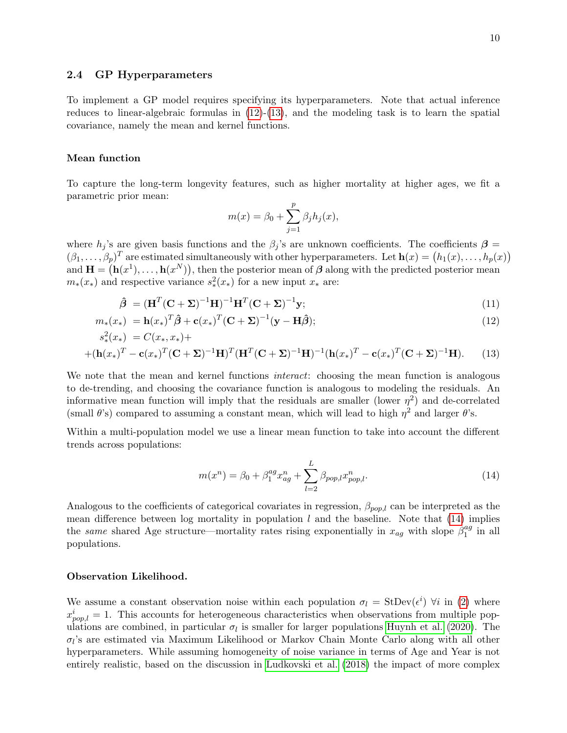### 2.4 GP Hyperparameters

To implement a GP model requires specifying its hyperparameters. Note that actual inference reduces to linear-algebraic formulas in (12)-(13), and the modeling task is to learn the spatial covariance, namely the mean and kernel functions.

#### Mean function

To capture the long-term longevity features, such as higher mortality at higher ages, we fit a parametric prior mean:

$$m(x) = \beta_0 + \sum_{j=1}^{p} \beta_j h_j(x),$$

where $h_j$'s are given basis functions and the $\beta_j$'s are unknown coefficients. The coefficients $\boldsymbol{\beta} = (\beta_1, \ldots, \beta_p)^T$ are estimated simultaneously with other hyperparameters. Let $\mathbf{h}(x) = \big(h_1(x), \ldots, h_p(x)\big)$ and $\mathbf{H} = \big(\mathbf{h}(x^1), \ldots, \mathbf{h}(x^N)\big)$, then the posterior mean of $\boldsymbol{\beta}$ along with the predicted posterior mean $m_*(x_*)$ and respective variance $s^2_*(x_*)$ for a new input $x_*$ are:

$$\hat{\boldsymbol{\beta}} = (\mathbf{H}^T(\mathbf{C}+\boldsymbol{\Sigma})^{-1}\mathbf{H})^{-1}\mathbf{H}^T(\mathbf{C}+\boldsymbol{\Sigma})^{-1}\mathbf{y}; \tag{11}$$

$$m_*(x_*) = \mathbf{h}(x_*)^T\hat{\boldsymbol{\beta}} + \mathbf{c}(x_*)^T(\mathbf{C}+\boldsymbol{\Sigma})^{-1}(\mathbf{y} - \mathbf{H}\hat{\boldsymbol{\beta}}); \tag{12}$$

$$\begin{aligned} s^2_*(x_*) &= C(x_*, x_*) + \\ &+ (\mathbf{h}(x_*)^T - \mathbf{c}(x_*)^T(\mathbf{C}+\boldsymbol{\Sigma})^{-1}\mathbf{H})^T(\mathbf{H}^T(\mathbf{C}+\boldsymbol{\Sigma})^{-1}\mathbf{H})^{-1}(\mathbf{h}(x_*)^T - \mathbf{c}(x_*)^T(\mathbf{C}+\boldsymbol{\Sigma})^{-1}\mathbf{H}). \end{aligned} \tag{13}$$

We note that the mean and kernel functions *interact*: choosing the mean function is analogous to de-trending, and choosing the covariance function is analogous to modeling the residuals. An informative mean function will imply that the residuals are smaller (lower $\eta^2$) and de-correlated (small $\theta$'s) compared to assuming a constant mean, which will lead to high $\eta^2$ and larger $\theta$'s.

Within a multi-population model we use a linear mean function to take into account the different trends across populations:

$$m(x^n) = \beta_0 + \beta_1^{ag} x^n_{ag} + \sum_{l=2}^{L} \beta_{pop,l} x^n_{pop,l}. \tag{14}$$

Analogous to the coefficients of categorical covariates in regression, $\beta_{pop,l}$ can be interpreted as the mean difference between log mortality in population $l$ and the baseline. Note that (14) implies the *same* shared Age structure—mortality rates rising exponentially in $x_{ag}$ with slope $\beta_1^{ag}$ in all populations.

#### Observation Likelihood.

We assume a constant observation noise within each population $\sigma_l = \mathrm{StDev}(\epsilon^i)$ $\forall i$ in (2) where $x^i_{pop,l} = 1$. This accounts for heterogeneous characteristics when observations from multiple populations are combined, in particular $\sigma_l$ is smaller for larger populations Huynh et al. (2020). The $\sigma_l$'s are estimated via Maximum Likelihood or Markov Chain Monte Carlo along with all other hyperparameters. While assuming homogeneity of noise variance in terms of Age and Year is not entirely realistic, based on the discussion in Ludkovski et al. (2018) the impact of more complex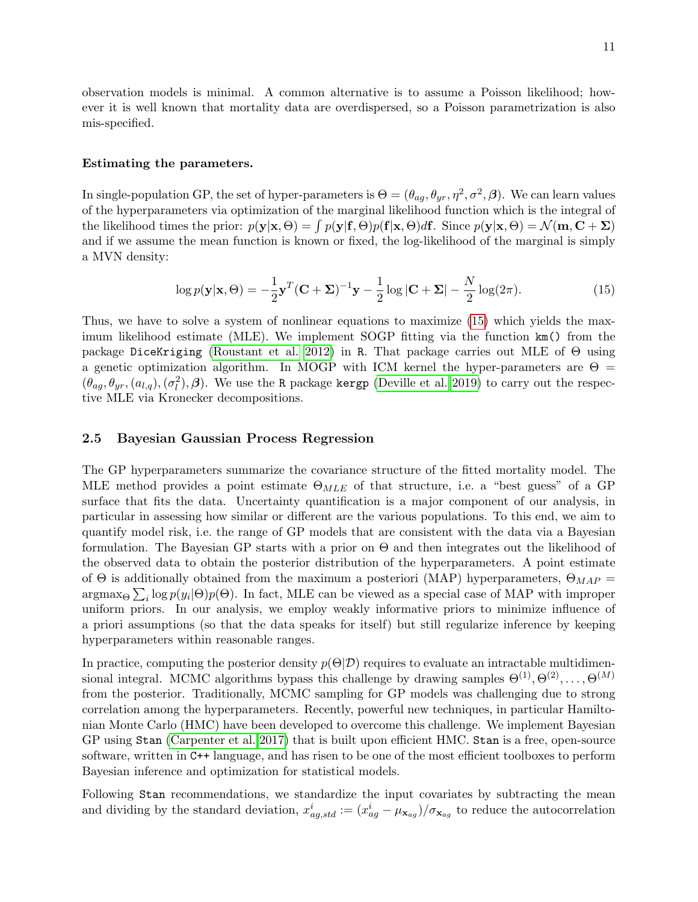observation models is minimal. A common alternative is to assume a Poisson likelihood; however it is well known that mortality data are overdispersed, so a Poisson parametrization is also mis-specified.

**Estimating the parameters.**

In single-population GP, the set of hyper-parameters is $\Theta = (\theta_{ag}, \theta_{yr}, \eta^2, \sigma^2, \boldsymbol{\beta})$. We can learn values of the hyperparameters via optimization of the marginal likelihood function which is the integral of the likelihood times the prior: $p(\mathbf{y}|\mathbf{x}, \Theta) = \int p(\mathbf{y}|\mathbf{f}, \Theta)p(\mathbf{f}|\mathbf{x}, \Theta)d\mathbf{f}$. Since $p(\mathbf{y}|\mathbf{x}, \Theta) = \mathcal{N}(\mathbf{m}, \mathbf{C} + \boldsymbol{\Sigma})$ and if we assume the mean function is known or fixed, the log-likelihood of the marginal is simply a MVN density:

$$\log p(\mathbf{y}|\mathbf{x}, \Theta) = -\frac{1}{2}\mathbf{y}^T(\mathbf{C} + \boldsymbol{\Sigma})^{-1}\mathbf{y} - \frac{1}{2}\log|\mathbf{C} + \boldsymbol{\Sigma}| - \frac{N}{2}\log(2\pi). \tag{15}$$

Thus, we have to solve a system of nonlinear equations to maximize (15) which yields the maximum likelihood estimate (MLE). We implement SOGP fitting via the function `km()` from the package `DiceKriging` (Roustant et al. 2012) in `R`. That package carries out MLE of $\Theta$ using a genetic optimization algorithm. In MOGP with ICM kernel the hyper-parameters are $\Theta = (\theta_{ag}, \theta_{yr}, (a_{l,q}), (\sigma_l^2), \boldsymbol{\beta})$. We use the `R` package `kergp` (Deville et al. 2019) to carry out the respective MLE via Kronecker decompositions.

## 2.5 Bayesian Gaussian Process Regression

The GP hyperparameters summarize the covariance structure of the fitted mortality model. The MLE method provides a point estimate $\Theta_{MLE}$ of that structure, i.e. a "best guess" of a GP surface that fits the data. Uncertainty quantification is a major component of our analysis, in particular in assessing how similar or different are the various populations. To this end, we aim to quantify model risk, i.e. the range of GP models that are consistent with the data via a Bayesian formulation. The Bayesian GP starts with a prior on $\Theta$ and then integrates out the likelihood of the observed data to obtain the posterior distribution of the hyperparameters. A point estimate of $\Theta$ is additionally obtained from the maximum a posteriori (MAP) hyperparameters, $\Theta_{MAP} = \text{argmax}_{\Theta} \sum_i \log p(y_i|\Theta)p(\Theta)$. In fact, MLE can be viewed as a special case of MAP with improper uniform priors. In our analysis, we employ weakly informative priors to minimize influence of a priori assumptions (so that the data speaks for itself) but still regularize inference by keeping hyperparameters within reasonable ranges.

In practice, computing the posterior density $p(\Theta|\mathcal{D})$ requires to evaluate an intractable multidimensional integral. MCMC algorithms bypass this challenge by drawing samples $\Theta^{(1)}, \Theta^{(2)}, \ldots, \Theta^{(M)}$ from the posterior. Traditionally, MCMC sampling for GP models was challenging due to strong correlation among the hyperparameters. Recently, powerful new techniques, in particular Hamiltonian Monte Carlo (HMC) have been developed to overcome this challenge. We implement Bayesian GP using `Stan` (Carpenter et al. 2017) that is built upon efficient HMC. `Stan` is a free, open-source software, written in `C++` language, and has risen to be one of the most efficient toolboxes to perform Bayesian inference and optimization for statistical models.

Following `Stan` recommendations, we standardize the input covariates by subtracting the mean and dividing by the standard deviation, $x^i_{ag,std} := (x^i_{ag} - \mu_{\mathbf{x}_{ag}})/\sigma_{\mathbf{x}_{ag}}$ to reduce the autocorrelation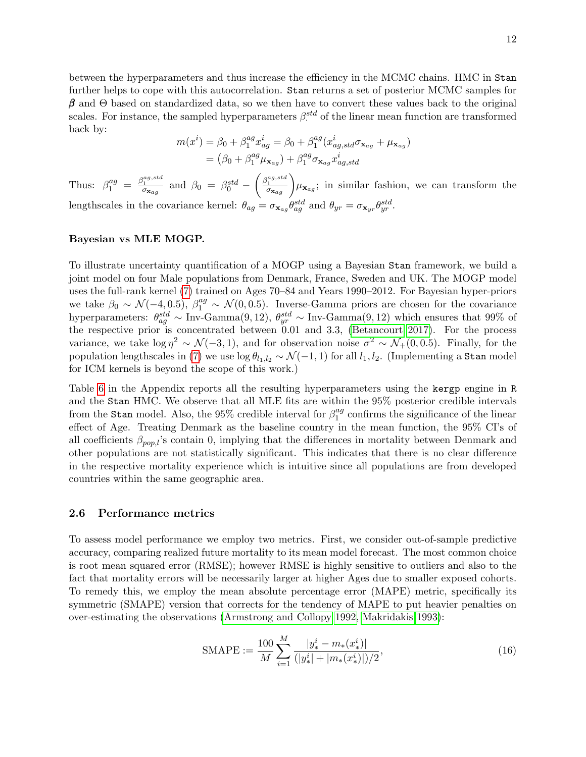between the hyperparameters and thus increase the efficiency in the MCMC chains. HMC in Stan further helps to cope with this autocorrelation. Stan returns a set of posterior MCMC samples for $\boldsymbol{\beta}$ and $\Theta$ based on standardized data, so we then have to convert these values back to the original scales. For instance, the sampled hyperparameters $\beta^{std}_{\cdot}$ of the linear mean function are transformed back by:

$$
\begin{aligned}
m(x^i) &= \beta_0 + \beta_1^{ag} x^i_{ag} = \beta_0 + \beta_1^{ag}(x^i_{ag,std}\sigma_{\mathbf{x}_{ag}} + \mu_{\mathbf{x}_{ag}}) \\
&= \left(\beta_0 + \beta_1^{ag}\mu_{\mathbf{x}_{ag}}\right) + \beta_1^{ag}\sigma_{\mathbf{x}_{ag}} x^i_{ag,std}
\end{aligned}
$$

Thus: $\beta_1^{ag} = \frac{\beta_1^{ag,std}}{\sigma_{\mathbf{x}_{ag}}}$ and $\beta_0 = \beta_0^{std} - \left(\frac{\beta_1^{ag,std}}{\sigma_{\mathbf{x}_{ag}}}\right)\mu_{\mathbf{x}_{ag}}$; in similar fashion, we can transform the lengthscales in the covariance kernel: $\theta_{ag} = \sigma_{\mathbf{x}_{ag}}\theta^{std}_{ag}$ and $\theta_{yr} = \sigma_{\mathbf{x}_{yr}}\theta^{std}_{yr}$.

**Bayesian vs MLE MOGP.**

To illustrate uncertainty quantification of a MOGP using a Bayesian Stan framework, we build a joint model on four Male populations from Denmark, France, Sweden and UK. The MOGP model uses the full-rank kernel (7) trained on Ages 70–84 and Years 1990–2012. For Bayesian hyper-priors we take $\beta_0 \sim \mathcal{N}(-4, 0.5)$, $\beta_1^{ag} \sim \mathcal{N}(0, 0.5)$. Inverse-Gamma priors are chosen for the covariance hyperparameters: $\theta^{std}_{ag} \sim \text{Inv-Gamma}(9, 12)$, $\theta^{std}_{yr} \sim \text{Inv-Gamma}(9, 12)$ which ensures that 99% of the respective prior is concentrated between 0.01 and 3.3, (Betancourt 2017). For the process variance, we take $\log \eta^2 \sim \mathcal{N}(-3, 1)$, and for observation noise $\sigma^2 \sim \mathcal{N}_+(0, 0.5)$. Finally, for the population lengthscales in (7) we use $\log \theta_{l_1,l_2} \sim \mathcal{N}(-1, 1)$ for all $l_1, l_2$. (Implementing a Stan model for ICM kernels is beyond the scope of this work.)

Table 6 in the Appendix reports all the resulting hyperparameters using the kergp engine in R and the Stan HMC. We observe that all MLE fits are within the 95% posterior credible intervals from the Stan model. Also, the 95% credible interval for $\beta_1^{ag}$ confirms the significance of the linear effect of Age. Treating Denmark as the baseline country in the mean function, the 95% CI's of all coefficients $\beta_{pop,l}$'s contain 0, implying that the differences in mortality between Denmark and other populations are not statistically significant. This indicates that there is no clear difference in the respective mortality experience which is intuitive since all populations are from developed countries within the same geographic area.

## 2.6 Performance metrics

To assess model performance we employ two metrics. First, we consider out-of-sample predictive accuracy, comparing realized future mortality to its mean model forecast. The most common choice is root mean squared error (RMSE); however RMSE is highly sensitive to outliers and also to the fact that mortality errors will be necessarily larger at higher Ages due to smaller exposed cohorts. To remedy this, we employ the mean absolute percentage error (MAPE) metric, specifically its symmetric (SMAPE) version that corrects for the tendency of MAPE to put heavier penalties on over-estimating the observations (Armstrong and Collopy 1992, Makridakis 1993):

$$
\text{SMAPE} := \frac{100}{M}\sum_{i=1}^{M} \frac{|y^i_* - m_*(x^i_*)|}{(|y^i_*| + |m_*(x^i_*)|)/2}, \tag{16}
$$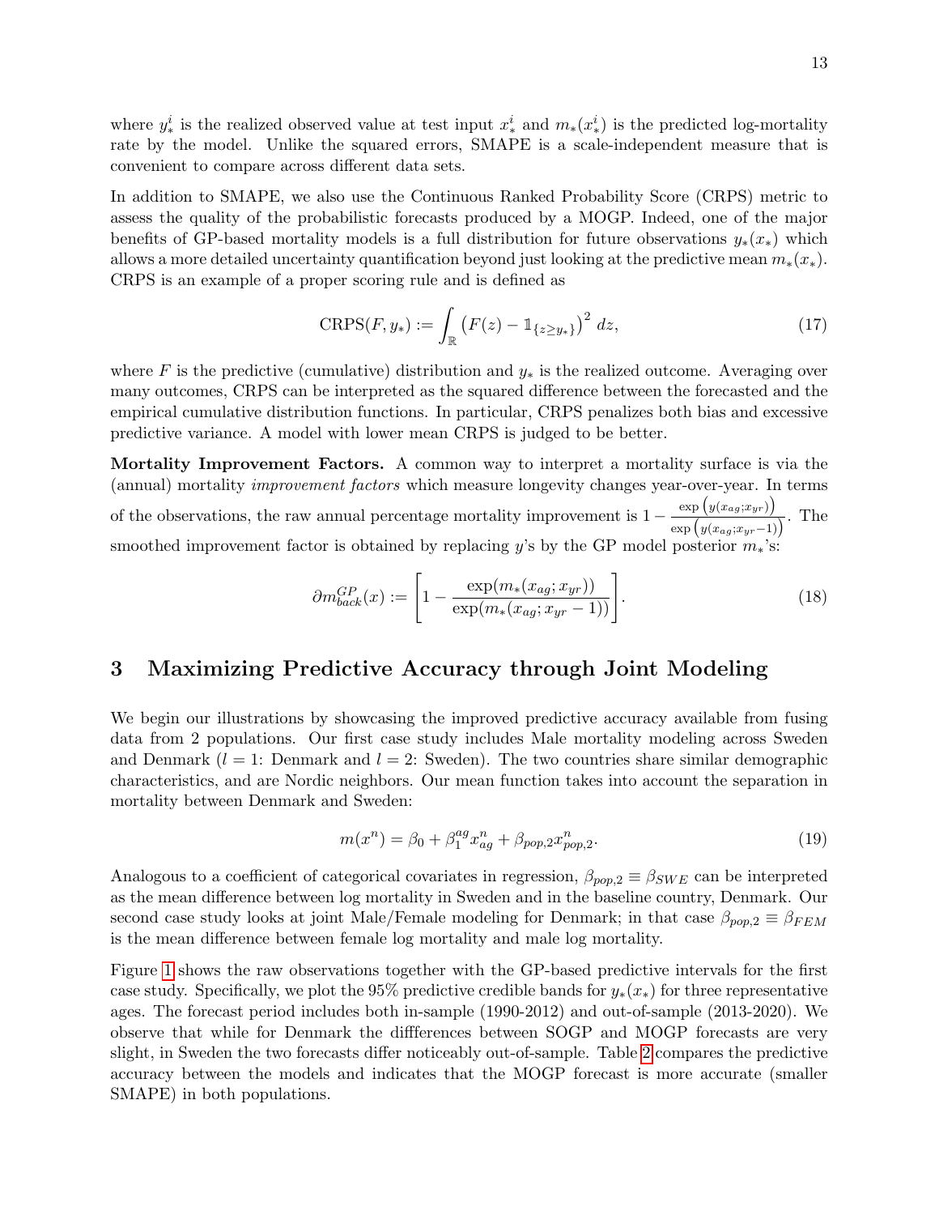where $y_*^i$ is the realized observed value at test input $x_*^i$ and $m_*(x_*^i)$ is the predicted log-mortality rate by the model. Unlike the squared errors, SMAPE is a scale-independent measure that is convenient to compare across different data sets.

In addition to SMAPE, we also use the Continuous Ranked Probability Score (CRPS) metric to assess the quality of the probabilistic forecasts produced by a MOGP. Indeed, one of the major benefits of GP-based mortality models is a full distribution for future observations $y_*(x_*)$ which allows a more detailed uncertainty quantification beyond just looking at the predictive mean $m_*(x_*)$. CRPS is an example of a proper scoring rule and is defined as

$$\text{CRPS}(F, y_*) := \int_{\mathbb{R}} \left(F(z) - \mathbb{1}_{\{z \geq y_*\}}\right)^2 \, dz, \tag{17}$$

where $F$ is the predictive (cumulative) distribution and $y_*$ is the realized outcome. Averaging over many outcomes, CRPS can be interpreted as the squared difference between the forecasted and the empirical cumulative distribution functions. In particular, CRPS penalizes both bias and excessive predictive variance. A model with lower mean CRPS is judged to be better.

**Mortality Improvement Factors.** A common way to interpret a mortality surface is via the (annual) mortality *improvement factors* which measure longevity changes year-over-year. In terms of the observations, the raw annual percentage mortality improvement is $1 - \frac{\exp\left(y(x_{ag}; x_{yr})\right)}{\exp\left(y(x_{ag}; x_{yr}-1)\right)}$. The smoothed improvement factor is obtained by replacing $y$'s by the GP model posterior $m_*$'s:

$$\partial m_{back}^{GP}(x) := \left[1 - \frac{\exp(m_*(x_{ag}; x_{yr}))}{\exp(m_*(x_{ag}; x_{yr} - 1))}\right]. \tag{18}$$

# 3 Maximizing Predictive Accuracy through Joint Modeling

We begin our illustrations by showcasing the improved predictive accuracy available from fusing data from 2 populations. Our first case study includes Male mortality modeling across Sweden and Denmark ($l = 1$: Denmark and $l = 2$: Sweden). The two countries share similar demographic characteristics, and are Nordic neighbors. Our mean function takes into account the separation in mortality between Denmark and Sweden:

$$m(x^n) = \beta_0 + \beta_1^{ag} x_{ag}^n + \beta_{pop,2} x_{pop,2}^n. \tag{19}$$

Analogous to a coefficient of categorical covariates in regression, $\beta_{pop,2} \equiv \beta_{SWE}$ can be interpreted as the mean difference between log mortality in Sweden and in the baseline country, Denmark. Our second case study looks at joint Male/Female modeling for Denmark; in that case $\beta_{pop,2} \equiv \beta_{FEM}$ is the mean difference between female log mortality and male log mortality.

Figure 1 shows the raw observations together with the GP-based predictive intervals for the first case study. Specifically, we plot the 95% predictive credible bands for $y_*(x_*)$ for three representative ages. The forecast period includes both in-sample (1990-2012) and out-of-sample (2013-2020). We observe that while for Denmark the diffferences between SOGP and MOGP forecasts are very slight, in Sweden the two forecasts differ noticeably out-of-sample. Table 2 compares the predictive accuracy between the models and indicates that the MOGP forecast is more accurate (smaller SMAPE) in both populations.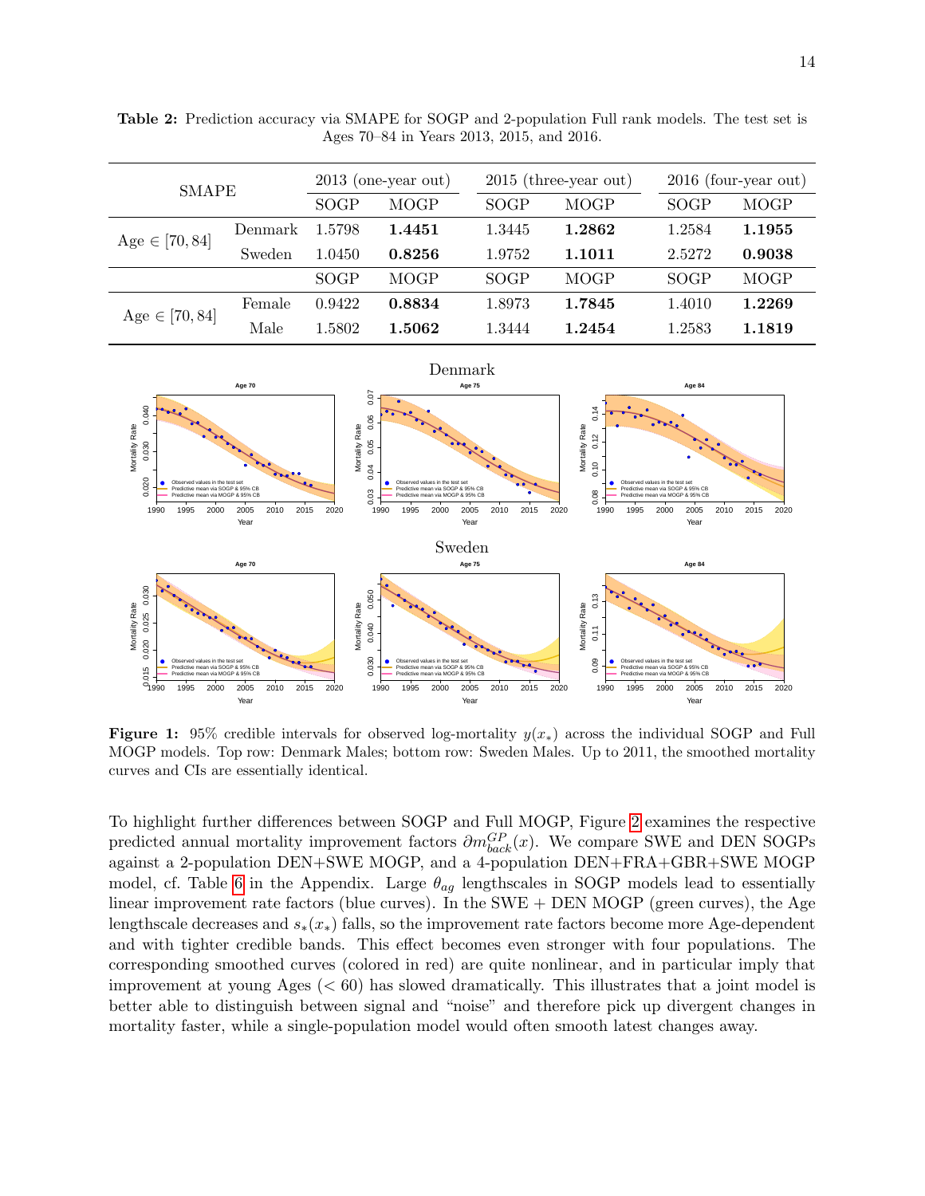**Table 2:** Prediction accuracy via SMAPE for SOGP and 2-population Full rank models. The test set is Ages 70–84 in Years 2013, 2015, and 2016.

| SMAPE | | 2013 (one-year out) | | 2015 (three-year out) | | 2016 (four-year out) | |
|---|---|---|---|---|---|---|---|
| | | SOGP | MOGP | SOGP | MOGP | SOGP | MOGP |
| Age $\in [70, 84]$ | Denmark | 1.5798 | **1.4451** | 1.3445 | **1.2862** | 1.2584 | **1.1955** |
| | Sweden | 1.0450 | **0.8256** | 1.9752 | **1.1011** | 2.5272 | **0.9038** |
| | | SOGP | MOGP | SOGP | MOGP | SOGP | MOGP |
| Age $\in [70, 84]$ | Female | 0.9422 | **0.8834** | 1.8973 | **1.7845** | 1.4010 | **1.2269** |
| | Male | 1.5802 | **1.5062** | 1.3444 | **1.2454** | 1.2583 | **1.1819** |

**Figure 1:** 95% credible intervals for observed log-mortality $y(x_*)$ across the individual SOGP and Full MOGP models. Top row: Denmark Males; bottom row: Sweden Males. Up to 2011, the smoothed mortality curves and CIs are essentially identical.

To highlight further differences between SOGP and Full MOGP, Figure 2 examines the respective predicted annual mortality improvement factors $\partial m^{GP}_{back}(x)$. We compare SWE and DEN SOGPs against a 2-population DEN+SWE MOGP, and a 4-population DEN+FRA+GBR+SWE MOGP model, cf. Table 6 in the Appendix. Large $\theta_{ag}$ lengthscales in SOGP models lead to essentially linear improvement rate factors (blue curves). In the SWE + DEN MOGP (green curves), the Age lengthscale decreases and $s_*(x_*)$ falls, so the improvement rate factors become more Age-dependent and with tighter credible bands. This effect becomes even stronger with four populations. The corresponding smoothed curves (colored in red) are quite nonlinear, and in particular imply that improvement at young Ages ($< 60$) has slowed dramatically. This illustrates that a joint model is better able to distinguish between signal and "noise" and therefore pick up divergent changes in mortality faster, while a single-population model would often smooth latest changes away.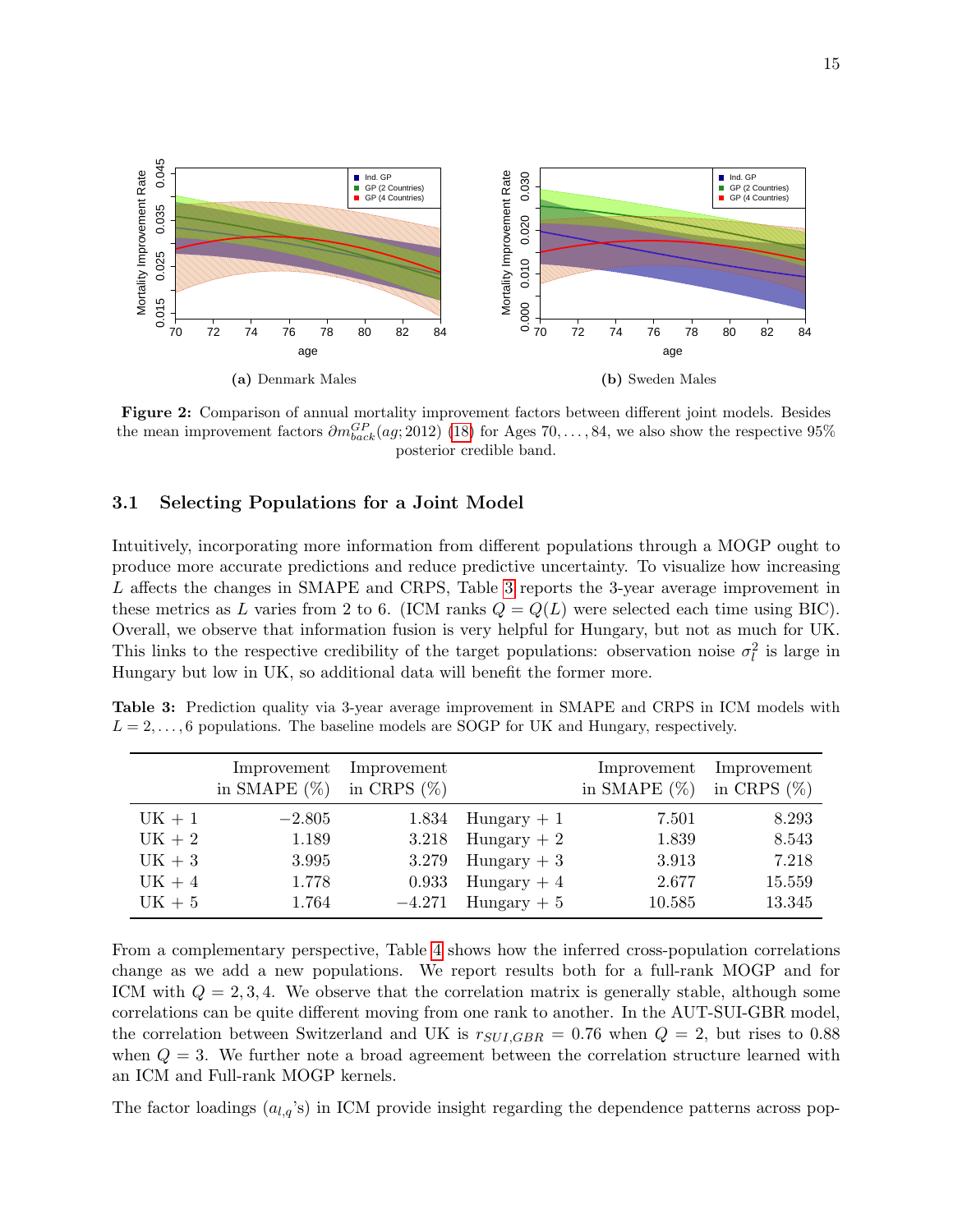**(a)** Denmark Males

**(b)** Sweden Males

**Figure 2:** Comparison of annual mortality improvement factors between different joint models. Besides the mean improvement factors $\partial m^{GP}_{back}(ag; 2012)$ (18) for Ages $70, \dots, 84$, we also show the respective 95% posterior credible band.

### 3.1 Selecting Populations for a Joint Model

Intuitively, incorporating more information from different populations through a MOGP ought to produce more accurate predictions and reduce predictive uncertainty. To visualize how increasing $L$ affects the changes in SMAPE and CRPS, Table 3 reports the 3-year average improvement in these metrics as $L$ varies from 2 to 6. (ICM ranks $Q = Q(L)$ were selected each time using BIC). Overall, we observe that information fusion is very helpful for Hungary, but not as much for UK. This links to the respective credibility of the target populations: observation noise $\sigma^2_l$ is large in Hungary but low in UK, so additional data will benefit the former more.

**Table 3:** Prediction quality via 3-year average improvement in SMAPE and CRPS in ICM models with $L = 2, \dots, 6$ populations. The baseline models are SOGP for UK and Hungary, respectively.

| | Improvement in SMAPE (%) | Improvement in CRPS (%) | | Improvement in SMAPE (%) | Improvement in CRPS (%) |
|---|---|---|---|---|---|
| UK + 1 | −2.805 | 1.834 | Hungary + 1 | 7.501 | 8.293 |
| UK + 2 | 1.189 | 3.218 | Hungary + 2 | 1.839 | 8.543 |
| UK + 3 | 3.995 | 3.279 | Hungary + 3 | 3.913 | 7.218 |
| UK + 4 | 1.778 | 0.933 | Hungary + 4 | 2.677 | 15.559 |
| UK + 5 | 1.764 | −4.271 | Hungary + 5 | 10.585 | 13.345 |

From a complementary perspective, Table 4 shows how the inferred cross-population correlations change as we add a new populations. We report results both for a full-rank MOGP and for ICM with $Q = 2, 3, 4$. We observe that the correlation matrix is generally stable, although some correlations can be quite different moving from one rank to another. In the AUT-SUI-GBR model, the correlation between Switzerland and UK is $r_{SUI,GBR} = 0.76$ when $Q = 2$, but rises to 0.88 when $Q = 3$. We further note a broad agreement between the correlation structure learned with an ICM and Full-rank MOGP kernels.

The factor loadings ($a_{l,q}$'s) in ICM provide insight regarding the dependence patterns across pop-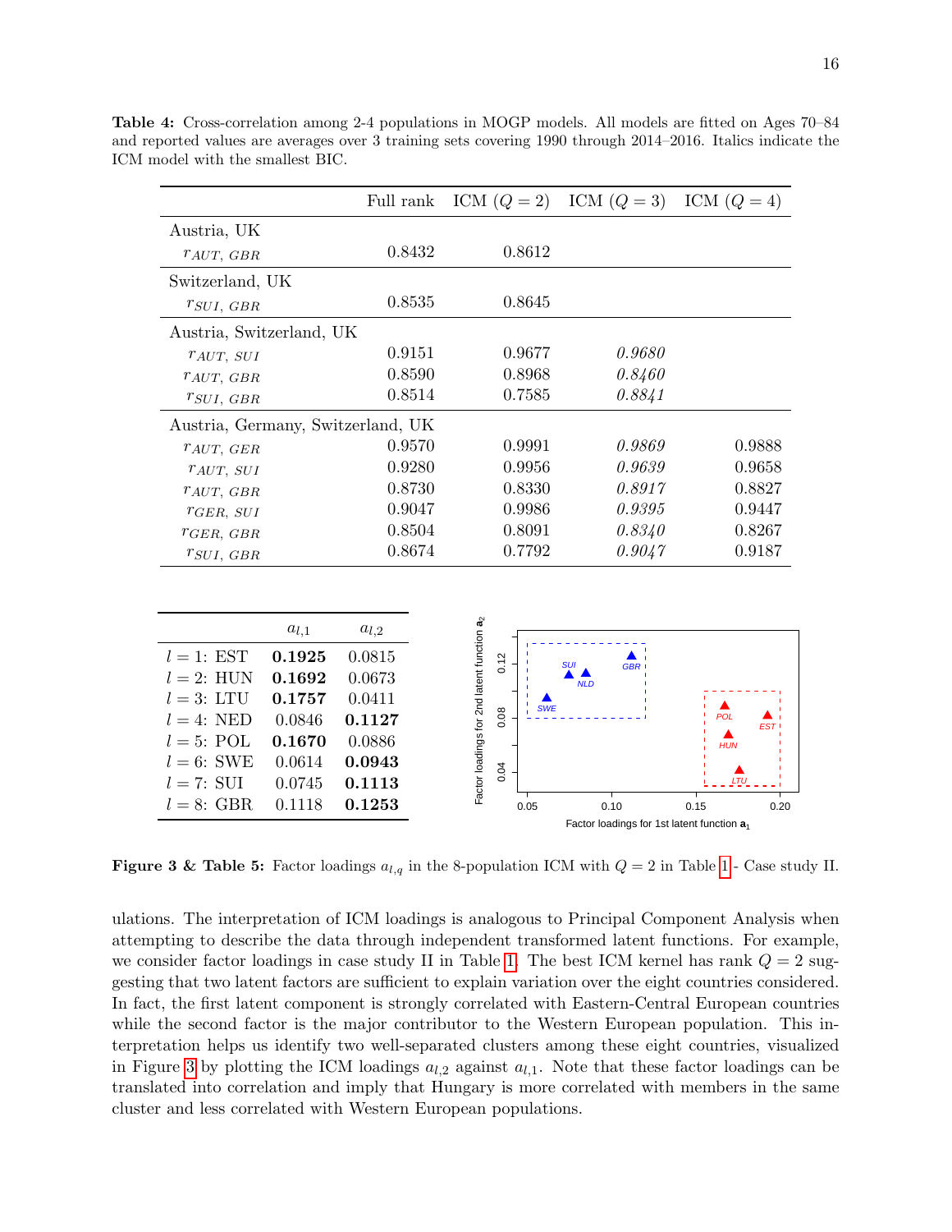**Table 4:** Cross-correlation among 2-4 populations in MOGP models. All models are fitted on Ages 70–84 and reported values are averages over 3 training sets covering 1990 through 2014–2016. Italics indicate the ICM model with the smallest BIC.

| | Full rank | ICM ($Q = 2$) | ICM ($Q = 3$) | ICM ($Q = 4$) |
|---|---|---|---|---|
| Austria, UK | | | | |
| $r_{AUT,\ GBR}$ | 0.8432 | 0.8612 | | |
| Switzerland, UK | | | | |
| $r_{SUI,\ GBR}$ | 0.8535 | 0.8645 | | |
| Austria, Switzerland, UK | | | | |
| $r_{AUT,\ SUI}$ | 0.9151 | 0.9677 | *0.9680* | |
| $r_{AUT,\ GBR}$ | 0.8590 | 0.8968 | *0.8460* | |
| $r_{SUI,\ GBR}$ | 0.8514 | 0.7585 | *0.8841* | |
| Austria, Germany, Switzerland, UK | | | | |
| $r_{AUT,\ GER}$ | 0.9570 | 0.9991 | *0.9869* | 0.9888 |
| $r_{AUT,\ SUI}$ | 0.9280 | 0.9956 | *0.9639* | 0.9658 |
| $r_{AUT,\ GBR}$ | 0.8730 | 0.8330 | *0.8917* | 0.8827 |
| $r_{GER,\ SUI}$ | 0.9047 | 0.9986 | *0.9395* | 0.9447 |
| $r_{GER,\ GBR}$ | 0.8504 | 0.8091 | *0.8340* | 0.8267 |
| $r_{SUI,\ GBR}$ | 0.8674 | 0.7792 | *0.9047* | 0.9187 |

| | $a_{l,1}$ | $a_{l,2}$ |
|---|---|---|
| $l = 1$: EST | **0.1925** | 0.0815 |
| $l = 2$: HUN | **0.1692** | 0.0673 |
| $l = 3$: LTU | **0.1757** | 0.0411 |
| $l = 4$: NED | 0.0846 | **0.1127** |
| $l = 5$: POL | **0.1670** | 0.0886 |
| $l = 6$: SWE | 0.0614 | **0.0943** |
| $l = 7$: SUI | 0.0745 | **0.1113** |
| $l = 8$: GBR | 0.1118 | **0.1253** |

**Figure 3 & Table 5:** Factor loadings $a_{l,q}$ in the 8-population ICM with $Q = 2$ in Table 1 - Case study II.

ulations. The interpretation of ICM loadings is analogous to Principal Component Analysis when attempting to describe the data through independent transformed latent functions. For example, we consider factor loadings in case study II in Table 1. The best ICM kernel has rank $Q = 2$ suggesting that two latent factors are sufficient to explain variation over the eight countries considered. In fact, the first latent component is strongly correlated with Eastern-Central European countries while the second factor is the major contributor to the Western European population. This interpretation helps us identify two well-separated clusters among these eight countries, visualized in Figure 3 by plotting the ICM loadings $a_{l,2}$ against $a_{l,1}$. Note that these factor loadings can be translated into correlation and imply that Hungary is more correlated with members in the same cluster and less correlated with Western European populations.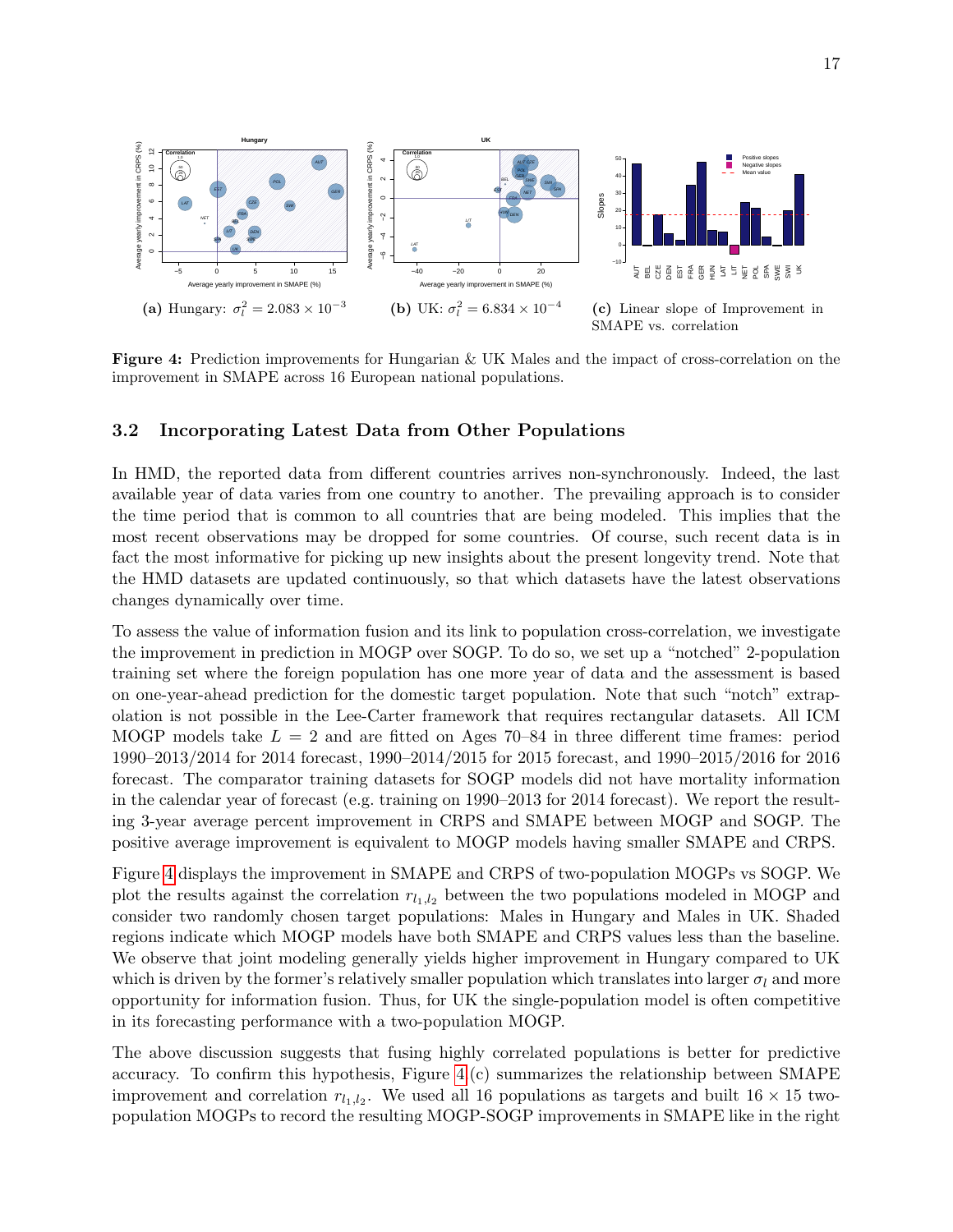(a) Hungary: $\sigma_l^2 = 2.083 \times 10^{-3}$

(b) UK: $\sigma_l^2 = 6.834 \times 10^{-4}$

(c) Linear slope of Improvement in SMAPE vs. correlation

**Figure 4:** Prediction improvements for Hungarian & UK Males and the impact of cross-correlation on the improvement in SMAPE across 16 European national populations.

### 3.2 Incorporating Latest Data from Other Populations

In HMD, the reported data from different countries arrives non-synchronously. Indeed, the last available year of data varies from one country to another. The prevailing approach is to consider the time period that is common to all countries that are being modeled. This implies that the most recent observations may be dropped for some countries. Of course, such recent data is in fact the most informative for picking up new insights about the present longevity trend. Note that the HMD datasets are updated continuously, so that which datasets have the latest observations changes dynamically over time.

To assess the value of information fusion and its link to population cross-correlation, we investigate the improvement in prediction in MOGP over SOGP. To do so, we set up a "notched" 2-population training set where the foreign population has one more year of data and the assessment is based on one-year-ahead prediction for the domestic target population. Note that such "notch" extrapolation is not possible in the Lee-Carter framework that requires rectangular datasets. All ICM MOGP models take $L = 2$ and are fitted on Ages 70–84 in three different time frames: period 1990–2013/2014 for 2014 forecast, 1990–2014/2015 for 2015 forecast, and 1990–2015/2016 for 2016 forecast. The comparator training datasets for SOGP models did not have mortality information in the calendar year of forecast (e.g. training on 1990–2013 for 2014 forecast). We report the resulting 3-year average percent improvement in CRPS and SMAPE between MOGP and SOGP. The positive average improvement is equivalent to MOGP models having smaller SMAPE and CRPS.

Figure 4 displays the improvement in SMAPE and CRPS of two-population MOGPs vs SOGP. We plot the results against the correlation $r_{l_1,l_2}$ between the two populations modeled in MOGP and consider two randomly chosen target populations: Males in Hungary and Males in UK. Shaded regions indicate which MOGP models have both SMAPE and CRPS values less than the baseline. We observe that joint modeling generally yields higher improvement in Hungary compared to UK which is driven by the former's relatively smaller population which translates into larger $\sigma_l$ and more opportunity for information fusion. Thus, for UK the single-population model is often competitive in its forecasting performance with a two-population MOGP.

The above discussion suggests that fusing highly correlated populations is better for predictive accuracy. To confirm this hypothesis, Figure 4 (c) summarizes the relationship between SMAPE improvement and correlation $r_{l_1,l_2}$. We used all 16 populations as targets and built $16 \times 15$ two-population MOGPs to record the resulting MOGP-SOGP improvements in SMAPE like in the right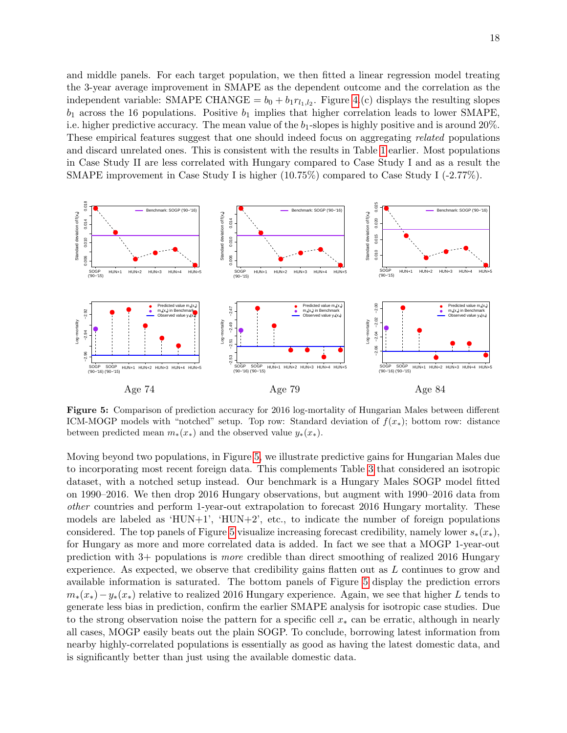and middle panels. For each target population, we then fitted a linear regression model treating the 3-year average improvement in SMAPE as the dependent outcome and the correlation as the independent variable: SMAPE CHANGE $= b_0 + b_1 r_{l_1,l_2}$. Figure 4(c) displays the resulting slopes $b_1$ across the 16 populations. Positive $b_1$ implies that higher correlation leads to lower SMAPE, i.e. higher predictive accuracy. The mean value of the $b_1$-slopes is highly positive and is around 20%. These empirical features suggest that one should indeed focus on aggregating *related* populations and discard unrelated ones. This is consistent with the results in Table 1 earlier. Most populations in Case Study II are less correlated with Hungary compared to Case Study I and as a result the SMAPE improvement in Case Study I is higher (10.75%) compared to Case Study I (-2.77%).

**Figure 5:** Comparison of prediction accuracy for 2016 log-mortality of Hungarian Males between different ICM-MOGP models with "notched" setup. Top row: Standard deviation of $f(x_*)$; bottom row: distance between predicted mean $m_*(x_*)$ and the observed value $y_*(x_*)$.

Moving beyond two populations, in Figure 5, we illustrate predictive gains for Hungarian Males due to incorporating most recent foreign data. This complements Table 3 that considered an isotropic dataset, with a notched setup instead. Our benchmark is a Hungary Males SOGP model fitted on 1990–2016. We then drop 2016 Hungary observations, but augment with 1990–2016 data from *other* countries and perform 1-year-out extrapolation to forecast 2016 Hungary mortality. These models are labeled as 'HUN+1', 'HUN+2', etc., to indicate the number of foreign populations considered. The top panels of Figure 5 visualize increasing forecast credibility, namely lower $s_*(x_*)$, for Hungary as more and more correlated data is added. In fact we see that a MOGP 1-year-out prediction with 3+ populations is *more* credible than direct smoothing of realized 2016 Hungary experience. As expected, we observe that credibility gains flatten out as $L$ continues to grow and available information is saturated. The bottom panels of Figure 5 display the prediction errors $m_*(x_*) - y_*(x_*)$ relative to realized 2016 Hungary experience. Again, we see that higher $L$ tends to generate less bias in prediction, confirm the earlier SMAPE analysis for isotropic case studies. Due to the strong observation noise the pattern for a specific cell $x_*$ can be erratic, although in nearly all cases, MOGP easily beats out the plain SOGP. To conclude, borrowing latest information from nearby highly-correlated populations is essentially as good as having the latest domestic data, and is significantly better than just using the available domestic data.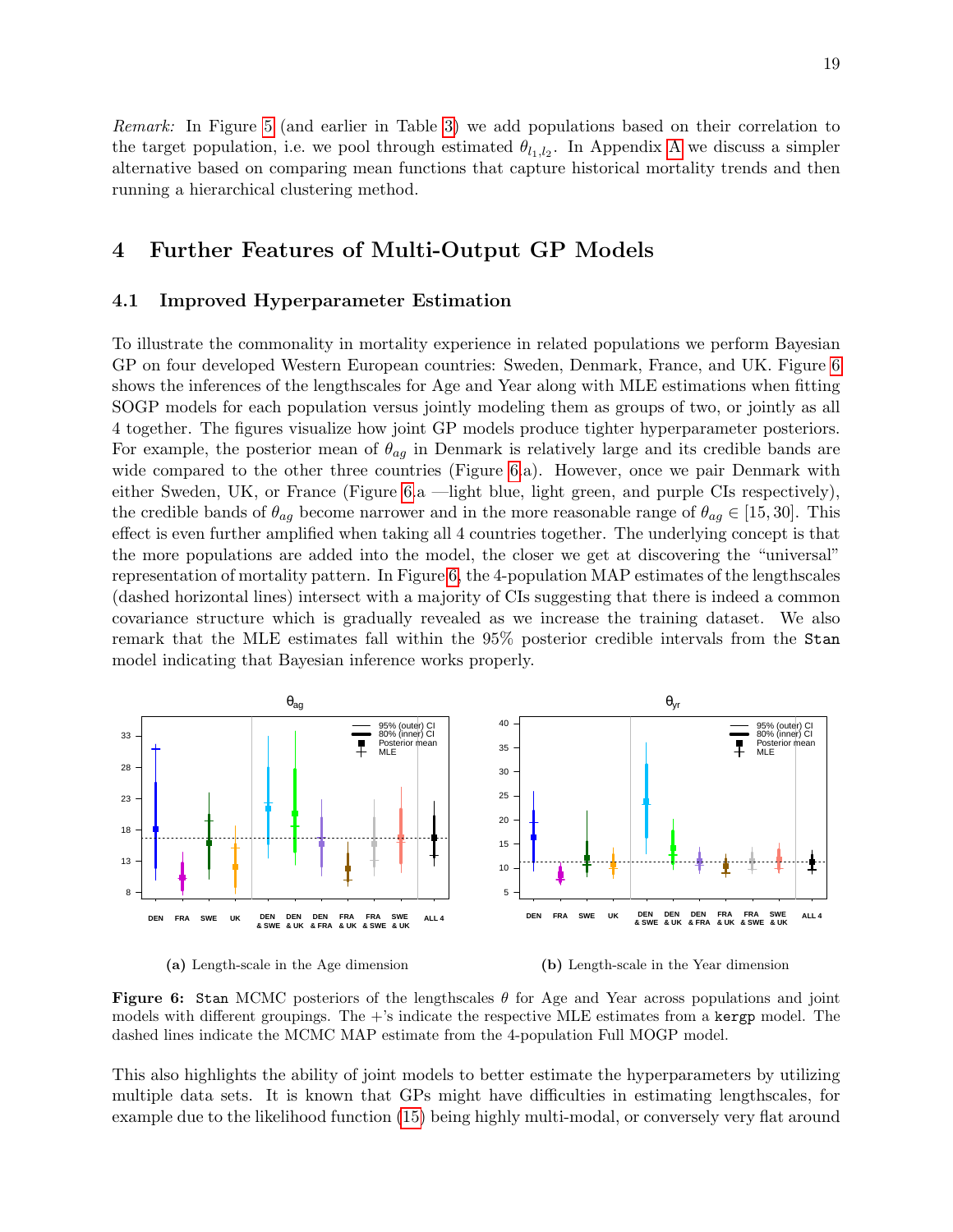*Remark:* In Figure 5 (and earlier in Table 3) we add populations based on their correlation to the target population, i.e. we pool through estimated $\theta_{l_1,l_2}$. In Appendix A we discuss a simpler alternative based on comparing mean functions that capture historical mortality trends and then running a hierarchical clustering method.

# 4 Further Features of Multi-Output GP Models

## 4.1 Improved Hyperparameter Estimation

To illustrate the commonality in mortality experience in related populations we perform Bayesian GP on four developed Western European countries: Sweden, Denmark, France, and UK. Figure 6 shows the inferences of the lengthscales for Age and Year along with MLE estimations when fitting SOGP models for each population versus jointly modeling them as groups of two, or jointly as all 4 together. The figures visualize how joint GP models produce tighter hyperparameter posteriors. For example, the posterior mean of $\theta_{ag}$ in Denmark is relatively large and its credible bands are wide compared to the other three countries (Figure 6.a). However, once we pair Denmark with either Sweden, UK, or France (Figure 6.a —light blue, light green, and purple CIs respectively), the credible bands of $\theta_{ag}$ become narrower and in the more reasonable range of $\theta_{ag} \in [15, 30]$. This effect is even further amplified when taking all 4 countries together. The underlying concept is that the more populations are added into the model, the closer we get at discovering the "universal" representation of mortality pattern. In Figure 6, the 4-population MAP estimates of the lengthscales (dashed horizontal lines) intersect with a majority of CIs suggesting that there is indeed a common covariance structure which is gradually revealed as we increase the training dataset. We also remark that the MLE estimates fall within the 95% posterior credible intervals from the `Stan` model indicating that Bayesian inference works properly.

**(a)** Length-scale in the Age dimension

**(b)** Length-scale in the Year dimension

**Figure 6:** `Stan` MCMC posteriors of the lengthscales $\theta$ for Age and Year across populations and joint models with different groupings. The +'s indicate the respective MLE estimates from a `kergp` model. The dashed lines indicate the MCMC MAP estimate from the 4-population Full MOGP model.

This also highlights the ability of joint models to better estimate the hyperparameters by utilizing multiple data sets. It is known that GPs might have difficulties in estimating lengthscales, for example due to the likelihood function (15) being highly multi-modal, or conversely very flat around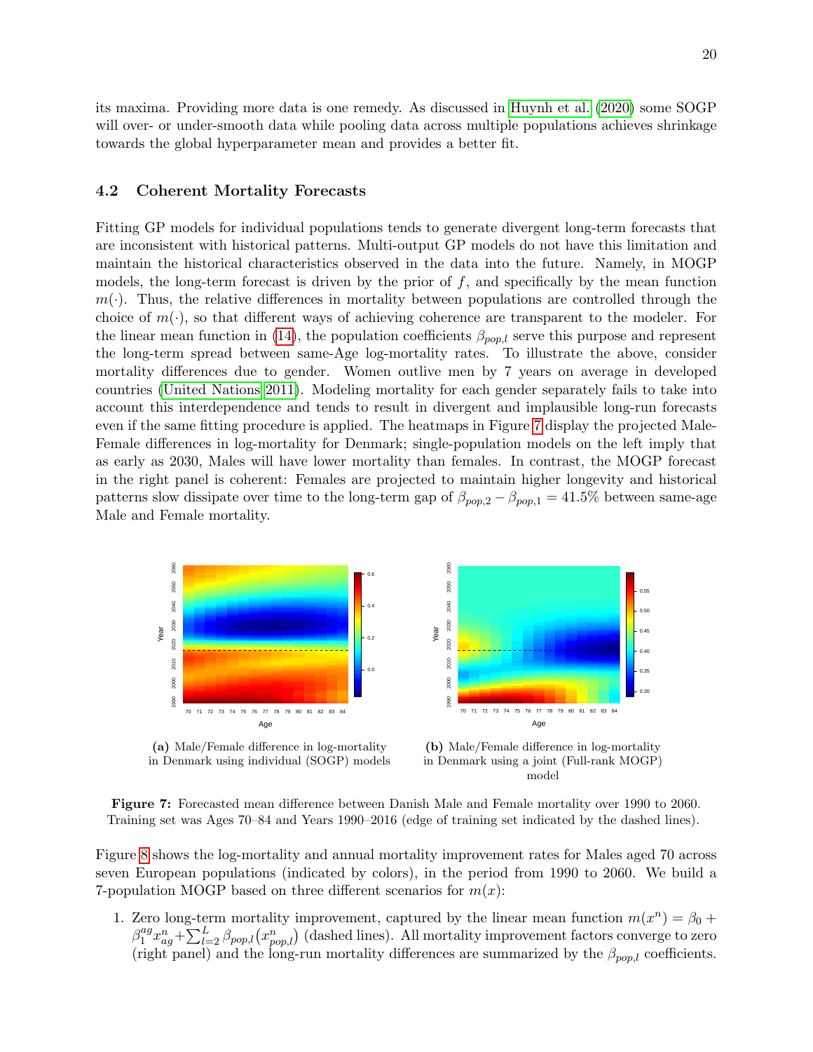its maxima. Providing more data is one remedy. As discussed in Huynh et al. (2020) some SOGP will over- or under-smooth data while pooling data across multiple populations achieves shrinkage towards the global hyperparameter mean and provides a better fit.

### 4.2 Coherent Mortality Forecasts

Fitting GP models for individual populations tends to generate divergent long-term forecasts that are inconsistent with historical patterns. Multi-output GP models do not have this limitation and maintain the historical characteristics observed in the data into the future. Namely, in MOGP models, the long-term forecast is driven by the prior of $f$, and specifically by the mean function $m(\cdot)$. Thus, the relative differences in mortality between populations are controlled through the choice of $m(\cdot)$, so that different ways of achieving coherence are transparent to the modeler. For the linear mean function in (14), the population coefficients $\beta_{pop,l}$ serve this purpose and represent the long-term spread between same-Age log-mortality rates. To illustrate the above, consider mortality differences due to gender. Women outlive men by 7 years on average in developed countries (United Nations 2011). Modeling mortality for each gender separately fails to take into account this interdependence and tends to result in divergent and implausible long-run forecasts even if the same fitting procedure is applied. The heatmaps in Figure 7 display the projected Male-Female differences in log-mortality for Denmark; single-population models on the left imply that as early as 2030, Males will have lower mortality than females. In contrast, the MOGP forecast in the right panel is coherent: Females are projected to maintain higher longevity and historical patterns slow dissipate over time to the long-term gap of $\beta_{pop,2} - \beta_{pop,1} = 41.5\%$ between same-age Male and Female mortality.

**(a)** Male/Female difference in log-mortality in Denmark using individual (SOGP) models

**(b)** Male/Female difference in log-mortality in Denmark using a joint (Full-rank MOGP) model

**Figure 7:** Forecasted mean difference between Danish Male and Female mortality over 1990 to 2060. Training set was Ages 70–84 and Years 1990–2016 (edge of training set indicated by the dashed lines).

Figure 8 shows the log-mortality and annual mortality improvement rates for Males aged 70 across seven European populations (indicated by colors), in the period from 1990 to 2060. We build a 7-population MOGP based on three different scenarios for $m(x)$:

1. Zero long-term mortality improvement, captured by the linear mean function $m(x^n) = \beta_0 + \beta_1^{ag} x_{ag}^n + \sum_{l=2}^{L} \beta_{pop,l}(x_{pop,l}^n)$ (dashed lines). All mortality improvement factors converge to zero (right panel) and the long-run mortality differences are summarized by the $\beta_{pop,l}$ coefficients.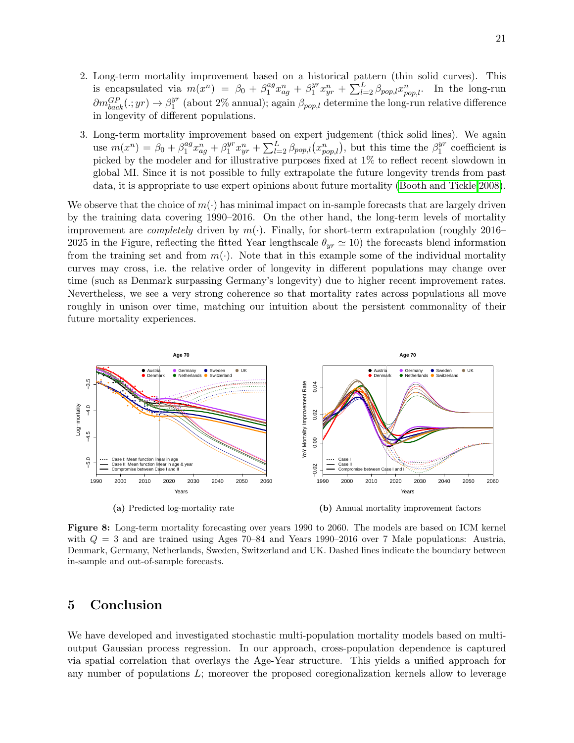2. Long-term mortality improvement based on a historical pattern (thin solid curves). This is encapsulated via $m(x^n) = \beta_0 + \beta_1^{ag} x_{ag}^n + \beta_1^{yr} x_{yr}^n + \sum_{l=2}^{L} \beta_{pop,l} x_{pop,l}^n$. In the long-run $\partial m_{back}^{GP}(.;yr) \to \beta_1^{yr}$ (about 2% annual); again $\beta_{pop,l}$ determine the long-run relative difference in longevity of different populations.

3. Long-term mortality improvement based on expert judgement (thick solid lines). We again use $m(x^n) = \beta_0 + \beta_1^{ag} x_{ag}^n + \beta_1^{yr} x_{yr}^n + \sum_{l=2}^{L} \beta_{pop,l}(x_{pop,l}^n)$, but this time the $\beta_1^{yr}$ coefficient is picked by the modeler and for illustrative purposes fixed at 1% to reflect recent slowdown in global MI. Since it is not possible to fully extrapolate the future longevity trends from past data, it is appropriate to use expert opinions about future mortality (Booth and Tickle 2008).

We observe that the choice of $m(\cdot)$ has minimal impact on in-sample forecasts that are largely driven by the training data covering 1990–2016. On the other hand, the long-term levels of mortality improvement are *completely* driven by $m(\cdot)$. Finally, for short-term extrapolation (roughly 2016–2025 in the Figure, reflecting the fitted Year lengthscale $\theta_{yr} \simeq 10$) the forecasts blend information from the training set and from $m(\cdot)$. Note that in this example some of the individual mortality curves may cross, i.e. the relative order of longevity in different populations may change over time (such as Denmark surpassing Germany's longevity) due to higher recent improvement rates. Nevertheless, we see a very strong coherence so that mortality rates across populations all move roughly in unison over time, matching our intuition about the persistent commonality of their future mortality experiences.

**(a)** Predicted log-mortality rate

**(b)** Annual mortality improvement factors

**Figure 8:** Long-term mortality forecasting over years 1990 to 2060. The models are based on ICM kernel with $Q = 3$ and are trained using Ages 70–84 and Years 1990–2016 over 7 Male populations: Austria, Denmark, Germany, Netherlands, Sweden, Switzerland and UK. Dashed lines indicate the boundary between in-sample and out-of-sample forecasts.

# 5 Conclusion

We have developed and investigated stochastic multi-population mortality models based on multi-output Gaussian process regression. In our approach, cross-population dependence is captured via spatial correlation that overlays the Age-Year structure. This yields a unified approach for any number of populations $L$; moreover the proposed coregionalization kernels allow to leverage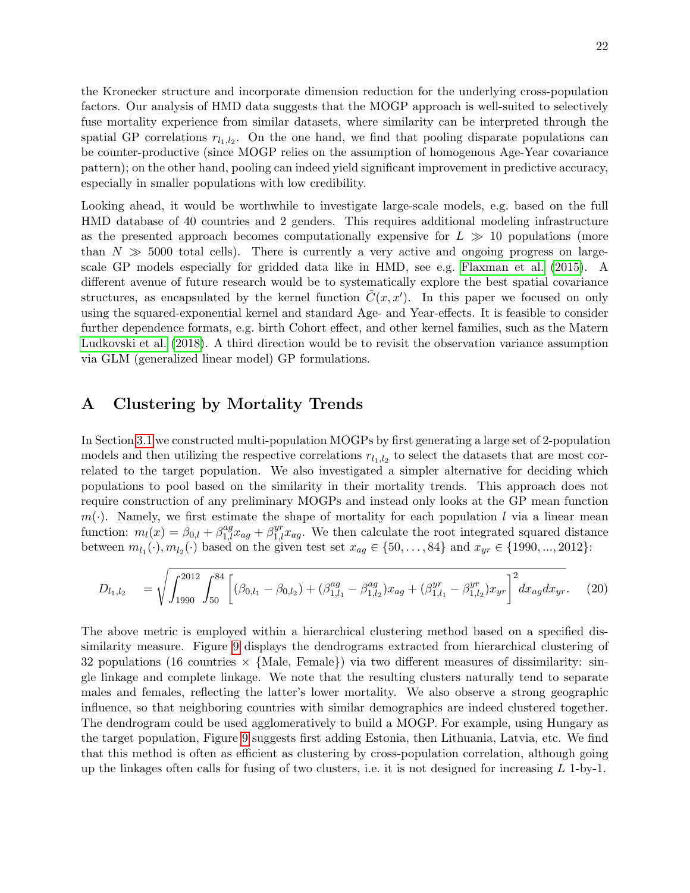the Kronecker structure and incorporate dimension reduction for the underlying cross-population factors. Our analysis of HMD data suggests that the MOGP approach is well-suited to selectively fuse mortality experience from similar datasets, where similarity can be interpreted through the spatial GP correlations $r_{l_1,l_2}$. On the one hand, we find that pooling disparate populations can be counter-productive (since MOGP relies on the assumption of homogenous Age-Year covariance pattern); on the other hand, pooling can indeed yield significant improvement in predictive accuracy, especially in smaller populations with low credibility.

Looking ahead, it would be worthwhile to investigate large-scale models, e.g. based on the full HMD database of 40 countries and 2 genders. This requires additional modeling infrastructure as the presented approach becomes computationally expensive for $L \gg 10$ populations (more than $N \gg 5000$ total cells). There is currently a very active and ongoing progress on large-scale GP models especially for gridded data like in HMD, see e.g. Flaxman et al. (2015). A different avenue of future research would be to systematically explore the best spatial covariance structures, as encapsulated by the kernel function $\tilde{C}(x, x')$. In this paper we focused on only using the squared-exponential kernel and standard Age- and Year-effects. It is feasible to consider further dependence formats, e.g. birth Cohort effect, and other kernel families, such as the Matern Ludkovski et al. (2018). A third direction would be to revisit the observation variance assumption via GLM (generalized linear model) GP formulations.

# A Clustering by Mortality Trends

In Section 3.1 we constructed multi-population MOGPs by first generating a large set of 2-population models and then utilizing the respective correlations $r_{l_1,l_2}$ to select the datasets that are most correlated to the target population. We also investigated a simpler alternative for deciding which populations to pool based on the similarity in their mortality trends. This approach does not require construction of any preliminary MOGPs and instead only looks at the GP mean function $m(\cdot)$. Namely, we first estimate the shape of mortality for each population $l$ via a linear mean function: $m_l(x) = \beta_{0,l} + \beta^{ag}_{1,l} x_{ag} + \beta^{yr}_{1,l} x_{ag}$. We then calculate the root integrated squared distance between $m_{l_1}(\cdot), m_{l_2}(\cdot)$ based on the given test set $x_{ag} \in \{50, \dots, 84\}$ and $x_{yr} \in \{1990, ..., 2012\}$:

$$D_{l_1,l_2} = \sqrt{\int_{1990}^{2012} \int_{50}^{84} \left[ (\beta_{0,l_1} - \beta_{0,l_2}) + (\beta^{ag}_{1,l_1} - \beta^{ag}_{1,l_2}) x_{ag} + (\beta^{yr}_{1,l_1} - \beta^{yr}_{1,l_2}) x_{yr} \right]^2 dx_{ag} dx_{yr}}. \quad (20)$$

The above metric is employed within a hierarchical clustering method based on a specified dissimilarity measure. Figure 9 displays the dendrograms extracted from hierarchical clustering of 32 populations (16 countries $\times$ {Male, Female}) via two different measures of dissimilarity: single linkage and complete linkage. We note that the resulting clusters naturally tend to separate males and females, reflecting the latter's lower mortality. We also observe a strong geographic influence, so that neighboring countries with similar demographics are indeed clustered together. The dendrogram could be used agglomeratively to build a MOGP. For example, using Hungary as the target population, Figure 9 suggests first adding Estonia, then Lithuania, Latvia, etc. We find that this method is often as efficient as clustering by cross-population correlation, although going up the linkages often calls for fusing of two clusters, i.e. it is not designed for increasing $L$ 1-by-1.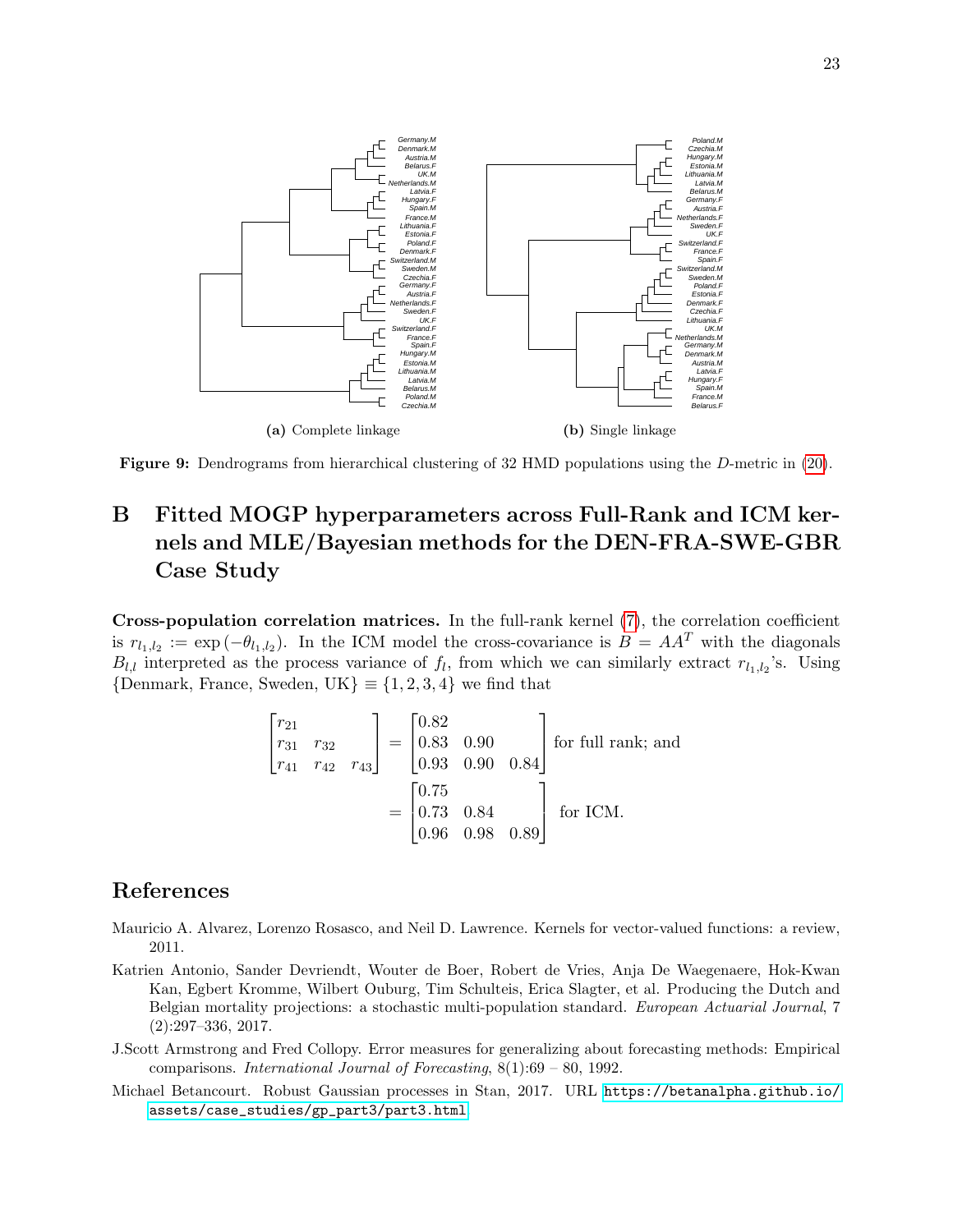(a) Complete linkage

(b) Single linkage

**Figure 9:** Dendrograms from hierarchical clustering of 32 HMD populations using the $D$-metric in (20).

# B Fitted MOGP hyperparameters across Full-Rank and ICM kernels and MLE/Bayesian methods for the DEN-FRA-SWE-GBR Case Study

**Cross-population correlation matrices.** In the full-rank kernel (7), the correlation coefficient is $r_{l_1,l_2} := \exp(-\theta_{l_1,l_2})$. In the ICM model the cross-covariance is $B = AA^T$ with the diagonals $B_{l,l}$ interpreted as the process variance of $f_l$, from which we can similarly extract $r_{l_1,l_2}$'s. Using {Denmark, France, Sweden, UK} $\equiv \{1, 2, 3, 4\}$ we find that

$$
\begin{aligned}
\begin{bmatrix} r_{21} & & \\ r_{31} & r_{32} & \\ r_{41} & r_{42} & r_{43} \end{bmatrix} &= \begin{bmatrix} 0.82 & & \\ 0.83 & 0.90 & \\ 0.93 & 0.90 & 0.84 \end{bmatrix} \text{ for full rank; and} \\
&= \begin{bmatrix} 0.75 & & \\ 0.73 & 0.84 & \\ 0.96 & 0.98 & 0.89 \end{bmatrix} \text{ for ICM.}
\end{aligned}
$$

# References

Mauricio A. Alvarez, Lorenzo Rosasco, and Neil D. Lawrence. Kernels for vector-valued functions: a review, 2011.

Katrien Antonio, Sander Devriendt, Wouter de Boer, Robert de Vries, Anja De Waegenaere, Hok-Kwan Kan, Egbert Kromme, Wilbert Ouburg, Tim Schulteis, Erica Slagter, et al. Producing the Dutch and Belgian mortality projections: a stochastic multi-population standard. *European Actuarial Journal*, 7 (2):297–336, 2017.

J.Scott Armstrong and Fred Collopy. Error measures for generalizing about forecasting methods: Empirical comparisons. *International Journal of Forecasting*, 8(1):69 – 80, 1992.

Michael Betancourt. Robust Gaussian processes in Stan, 2017. URL https://betanalpha.github.io/assets/case_studies/gp_part3/part3.html.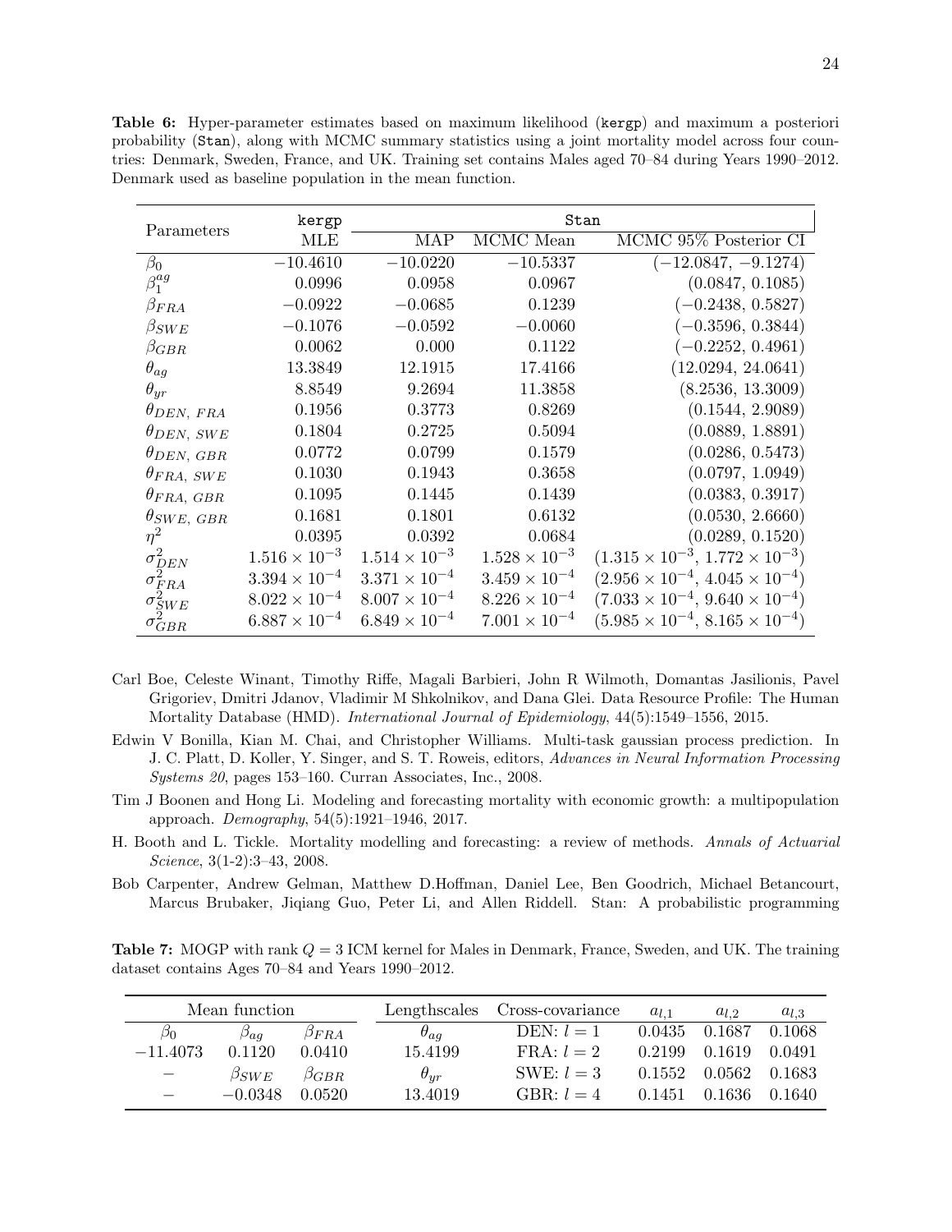**Table 6:** Hyper-parameter estimates based on maximum likelihood (`kergp`) and maximum a posteriori probability (`Stan`), along with MCMC summary statistics using a joint mortality model across four countries: Denmark, Sweden, France, and UK. Training set contains Males aged 70–84 during Years 1990–2012. Denmark used as baseline population in the mean function.

| Parameters | `kergp` | `Stan` | | |
|---|---|---|---|---|
| | MLE | MAP | MCMC Mean | MCMC 95% Posterior CI |
| $\beta_0$ | $-10.4610$ | $-10.0220$ | $-10.5337$ | $(-12.0847, -9.1274)$ |
| $\beta_1^{ag}$ | 0.0996 | 0.0958 | 0.0967 | (0.0847, 0.1085) |
| $\beta_{FRA}$ | $-0.0922$ | $-0.0685$ | 0.1239 | $(-0.2438, 0.5827)$ |
| $\beta_{SWE}$ | $-0.1076$ | $-0.0592$ | $-0.0060$ | $(-0.3596, 0.3844)$ |
| $\beta_{GBR}$ | 0.0062 | 0.000 | 0.1122 | $(-0.2252, 0.4961)$ |
| $\theta_{ag}$ | 13.3849 | 12.1915 | 17.4166 | (12.0294, 24.0641) |
| $\theta_{yr}$ | 8.8549 | 9.2694 | 11.3858 | (8.2536, 13.3009) |
| $\theta_{DEN,\ FRA}$ | 0.1956 | 0.3773 | 0.8269 | (0.1544, 2.9089) |
| $\theta_{DEN,\ SWE}$ | 0.1804 | 0.2725 | 0.5094 | (0.0889, 1.8891) |
| $\theta_{DEN,\ GBR}$ | 0.0772 | 0.0799 | 0.1579 | (0.0286, 0.5473) |
| $\theta_{FRA,\ SWE}$ | 0.1030 | 0.1943 | 0.3658 | (0.0797, 1.0949) |
| $\theta_{FRA,\ GBR}$ | 0.1095 | 0.1445 | 0.1439 | (0.0383, 0.3917) |
| $\theta_{SWE,\ GBR}$ | 0.1681 | 0.1801 | 0.6132 | (0.0530, 2.6660) |
| $\eta^2$ | 0.0395 | 0.0392 | 0.0684 | (0.0289, 0.1520) |
| $\sigma^2_{DEN}$ | $1.516 \times 10^{-3}$ | $1.514 \times 10^{-3}$ | $1.528 \times 10^{-3}$ | $(1.315 \times 10^{-3}, 1.772 \times 10^{-3})$ |
| $\sigma^2_{FRA}$ | $3.394 \times 10^{-4}$ | $3.371 \times 10^{-4}$ | $3.459 \times 10^{-4}$ | $(2.956 \times 10^{-4}, 4.045 \times 10^{-4})$ |
| $\sigma^2_{SWE}$ | $8.022 \times 10^{-4}$ | $8.007 \times 10^{-4}$ | $8.226 \times 10^{-4}$ | $(7.033 \times 10^{-4}, 9.640 \times 10^{-4})$ |
| $\sigma^2_{GBR}$ | $6.887 \times 10^{-4}$ | $6.849 \times 10^{-4}$ | $7.001 \times 10^{-4}$ | $(5.985 \times 10^{-4}, 8.165 \times 10^{-4})$ |

Carl Boe, Celeste Winant, Timothy Riffe, Magali Barbieri, John R Wilmoth, Domantas Jasilionis, Pavel Grigoriev, Dmitri Jdanov, Vladimir M Shkolnikov, and Dana Glei. Data Resource Profile: The Human Mortality Database (HMD). *International Journal of Epidemiology*, 44(5):1549–1556, 2015.

Edwin V Bonilla, Kian M. Chai, and Christopher Williams. Multi-task gaussian process prediction. In J. C. Platt, D. Koller, Y. Singer, and S. T. Roweis, editors, *Advances in Neural Information Processing Systems 20*, pages 153–160. Curran Associates, Inc., 2008.

Tim J Boonen and Hong Li. Modeling and forecasting mortality with economic growth: a multipopulation approach. *Demography*, 54(5):1921–1946, 2017.

H. Booth and L. Tickle. Mortality modelling and forecasting: a review of methods. *Annals of Actuarial Science*, 3(1-2):3–43, 2008.

Bob Carpenter, Andrew Gelman, Matthew D.Hoffman, Daniel Lee, Ben Goodrich, Michael Betancourt, Marcus Brubaker, Jiqiang Guo, Peter Li, and Allen Riddell. Stan: A probabilistic programming

**Table 7:** MOGP with rank $Q = 3$ ICM kernel for Males in Denmark, France, Sweden, and UK. The training dataset contains Ages 70–84 and Years 1990–2012.

| Mean function | | | Lengthscales | Cross-covariance | $a_{l,1}$ | $a_{l,2}$ | $a_{l,3}$ |
|---|---|---|---|---|---|---|---|
| $\beta_0$ | $\beta_{ag}$ | $\beta_{FRA}$ | $\theta_{ag}$ | DEN: $l = 1$ | 0.0435 | 0.1687 | 0.1068 |
| $-11.4073$ | 0.1120 | 0.0410 | 15.4199 | FRA: $l = 2$ | 0.2199 | 0.1619 | 0.0491 |
| – | $\beta_{SWE}$ | $\beta_{GBR}$ | $\theta_{yr}$ | SWE: $l = 3$ | 0.1552 | 0.0562 | 0.1683 |
| – | $-0.0348$ | 0.0520 | 13.4019 | GBR: $l = 4$ | 0.1451 | 0.1636 | 0.1640 |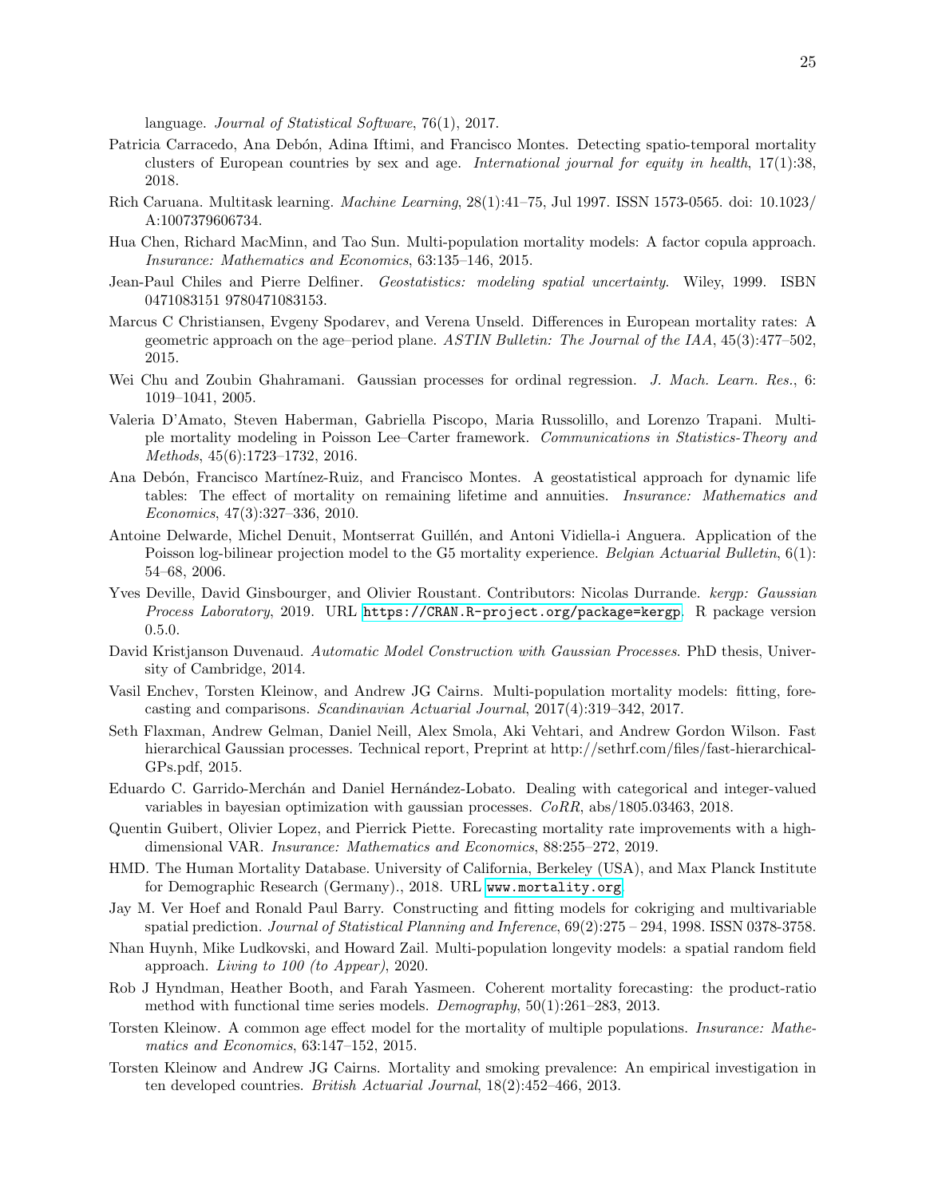language. *Journal of Statistical Software*, 76(1), 2017.

Patricia Carracedo, Ana Debón, Adina Iftimi, and Francisco Montes. Detecting spatio-temporal mortality clusters of European countries by sex and age. *International journal for equity in health*, 17(1):38, 2018.

Rich Caruana. Multitask learning. *Machine Learning*, 28(1):41–75, Jul 1997. ISSN 1573-0565. doi: 10.1023/A:1007379606734.

Hua Chen, Richard MacMinn, and Tao Sun. Multi-population mortality models: A factor copula approach. *Insurance: Mathematics and Economics*, 63:135–146, 2015.

Jean-Paul Chiles and Pierre Delfiner. *Geostatistics: modeling spatial uncertainty*. Wiley, 1999. ISBN 0471083151 9780471083153.

Marcus C Christiansen, Evgeny Spodarev, and Verena Unseld. Differences in European mortality rates: A geometric approach on the age–period plane. *ASTIN Bulletin: The Journal of the IAA*, 45(3):477–502, 2015.

Wei Chu and Zoubin Ghahramani. Gaussian processes for ordinal regression. *J. Mach. Learn. Res.*, 6: 1019–1041, 2005.

Valeria D'Amato, Steven Haberman, Gabriella Piscopo, Maria Russolillo, and Lorenzo Trapani. Multiple mortality modeling in Poisson Lee–Carter framework. *Communications in Statistics-Theory and Methods*, 45(6):1723–1732, 2016.

Ana Debón, Francisco Martínez-Ruiz, and Francisco Montes. A geostatistical approach for dynamic life tables: The effect of mortality on remaining lifetime and annuities. *Insurance: Mathematics and Economics*, 47(3):327–336, 2010.

Antoine Delwarde, Michel Denuit, Montserrat Guillén, and Antoni Vidiella-i Anguera. Application of the Poisson log-bilinear projection model to the G5 mortality experience. *Belgian Actuarial Bulletin*, 6(1): 54–68, 2006.

Yves Deville, David Ginsbourger, and Olivier Roustant. Contributors: Nicolas Durrande. *kergp: Gaussian Process Laboratory*, 2019. URL https://CRAN.R-project.org/package=kergp. R package version 0.5.0.

David Kristjanson Duvenaud. *Automatic Model Construction with Gaussian Processes*. PhD thesis, University of Cambridge, 2014.

Vasil Enchev, Torsten Kleinow, and Andrew JG Cairns. Multi-population mortality models: fitting, forecasting and comparisons. *Scandinavian Actuarial Journal*, 2017(4):319–342, 2017.

Seth Flaxman, Andrew Gelman, Daniel Neill, Alex Smola, Aki Vehtari, and Andrew Gordon Wilson. Fast hierarchical Gaussian processes. Technical report, Preprint at http://sethrf.com/files/fast-hierarchical-GPs.pdf, 2015.

Eduardo C. Garrido-Merchán and Daniel Hernández-Lobato. Dealing with categorical and integer-valued variables in bayesian optimization with gaussian processes. *CoRR*, abs/1805.03463, 2018.

Quentin Guibert, Olivier Lopez, and Pierrick Piette. Forecasting mortality rate improvements with a high-dimensional VAR. *Insurance: Mathematics and Economics*, 88:255–272, 2019.

HMD. The Human Mortality Database. University of California, Berkeley (USA), and Max Planck Institute for Demographic Research (Germany)., 2018. URL www.mortality.org.

Jay M. Ver Hoef and Ronald Paul Barry. Constructing and fitting models for cokriging and multivariable spatial prediction. *Journal of Statistical Planning and Inference*, 69(2):275 – 294, 1998. ISSN 0378-3758.

Nhan Huynh, Mike Ludkovski, and Howard Zail. Multi-population longevity models: a spatial random field approach. *Living to 100 (to Appear)*, 2020.

Rob J Hyndman, Heather Booth, and Farah Yasmeen. Coherent mortality forecasting: the product-ratio method with functional time series models. *Demography*, 50(1):261–283, 2013.

Torsten Kleinow. A common age effect model for the mortality of multiple populations. *Insurance: Mathematics and Economics*, 63:147–152, 2015.

Torsten Kleinow and Andrew JG Cairns. Mortality and smoking prevalence: An empirical investigation in ten developed countries. *British Actuarial Journal*, 18(2):452–466, 2013.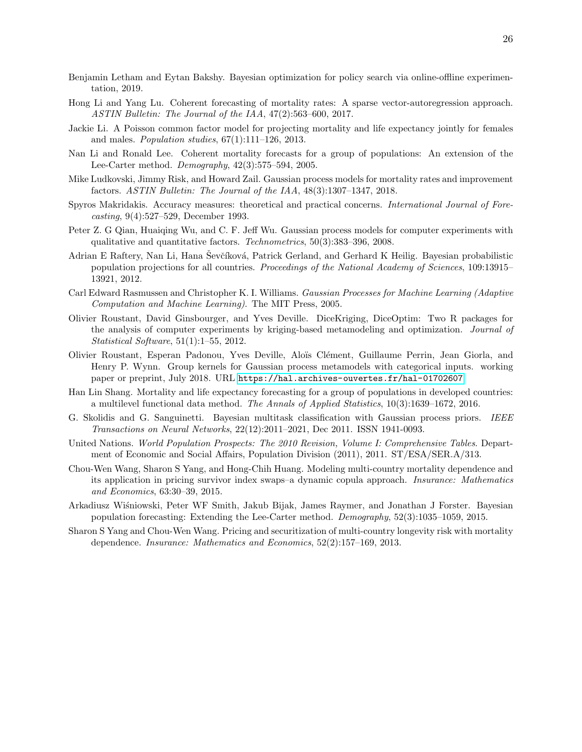Benjamin Letham and Eytan Bakshy. Bayesian optimization for policy search via online-offline experimentation, 2019.

Hong Li and Yang Lu. Coherent forecasting of mortality rates: A sparse vector-autoregression approach. *ASTIN Bulletin: The Journal of the IAA*, 47(2):563–600, 2017.

Jackie Li. A Poisson common factor model for projecting mortality and life expectancy jointly for females and males. *Population studies*, 67(1):111–126, 2013.

Nan Li and Ronald Lee. Coherent mortality forecasts for a group of populations: An extension of the Lee-Carter method. *Demography*, 42(3):575–594, 2005.

Mike Ludkovski, Jimmy Risk, and Howard Zail. Gaussian process models for mortality rates and improvement factors. *ASTIN Bulletin: The Journal of the IAA*, 48(3):1307–1347, 2018.

Spyros Makridakis. Accuracy measures: theoretical and practical concerns. *International Journal of Forecasting*, 9(4):527–529, December 1993.

Peter Z. G Qian, Huaiqing Wu, and C. F. Jeff Wu. Gaussian process models for computer experiments with qualitative and quantitative factors. *Technometrics*, 50(3):383–396, 2008.

Adrian E Raftery, Nan Li, Hana Ševčíková, Patrick Gerland, and Gerhard K Heilig. Bayesian probabilistic population projections for all countries. *Proceedings of the National Academy of Sciences*, 109:13915–13921, 2012.

Carl Edward Rasmussen and Christopher K. I. Williams. *Gaussian Processes for Machine Learning (Adaptive Computation and Machine Learning)*. The MIT Press, 2005.

Olivier Roustant, David Ginsbourger, and Yves Deville. DiceKriging, DiceOptim: Two R packages for the analysis of computer experiments by kriging-based metamodeling and optimization. *Journal of Statistical Software*, 51(1):1–55, 2012.

Olivier Roustant, Esperan Padonou, Yves Deville, Aloïs Clément, Guillaume Perrin, Jean Giorla, and Henry P. Wynn. Group kernels for Gaussian process metamodels with categorical inputs. working paper or preprint, July 2018. URL https://hal.archives-ouvertes.fr/hal-01702607.

Han Lin Shang. Mortality and life expectancy forecasting for a group of populations in developed countries: a multilevel functional data method. *The Annals of Applied Statistics*, 10(3):1639–1672, 2016.

G. Skolidis and G. Sanguinetti. Bayesian multitask classification with Gaussian process priors. *IEEE Transactions on Neural Networks*, 22(12):2011–2021, Dec 2011. ISSN 1941-0093.

United Nations. *World Population Prospects: The 2010 Revision, Volume I: Comprehensive Tables*. Department of Economic and Social Affairs, Population Division (2011), 2011. ST/ESA/SER.A/313.

Chou-Wen Wang, Sharon S Yang, and Hong-Chih Huang. Modeling multi-country mortality dependence and its application in pricing survivor index swaps–a dynamic copula approach. *Insurance: Mathematics and Economics*, 63:30–39, 2015.

Arkadiusz Wiśniowski, Peter WF Smith, Jakub Bijak, James Raymer, and Jonathan J Forster. Bayesian population forecasting: Extending the Lee-Carter method. *Demography*, 52(3):1035–1059, 2015.

Sharon S Yang and Chou-Wen Wang. Pricing and securitization of multi-country longevity risk with mortality dependence. *Insurance: Mathematics and Economics*, 52(2):157–169, 2013.